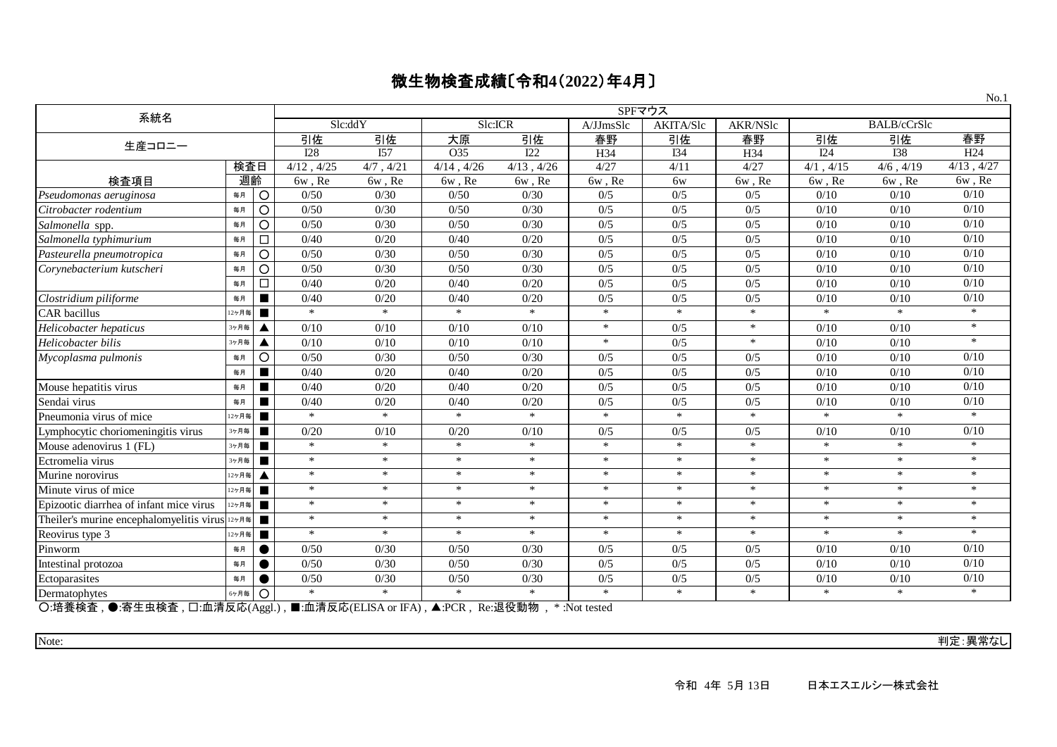# 微生物検査成績〔令和4(2022)年4月〕

No.1

| 系統名 | | | SPFマウス | | | | | | | | | |
|---|---|---|---|---|---|---|---|---|---|---|---|---|
| | | | Slc:ddY | | Slc:ICR | | A/JJmsSlc | AKITA/Slc | AKR/NSlc | BALB/cCrSlc | | |
| 生産コロニー | | | 引佐 | 引佐 | 大原 | 引佐 | 春野 | 引佐 | 春野 | 引佐 | 引佐 | 春野 |
| | | | I28 | I57 | O35 | I22 | H34 | I34 | H34 | I24 | I38 | H24 |
| | 検査日 | | 4/12 , 4/25 | 4/7 , 4/21 | 4/14 , 4/26 | 4/13 , 4/26 | 4/27 | 4/11 | 4/27 | 4/1 , 4/15 | 4/6 , 4/19 | 4/13 , 4/27 |
| 検査項目 | 週齢 | | 6w , Re | 6w , Re | 6w , Re | 6w , Re | 6w , Re | 6w | 6w , Re | 6w , Re | 6w , Re | 6w , Re |
| *Pseudomonas aeruginosa* | 毎月 | ○ | 0/50 | 0/30 | 0/50 | 0/30 | 0/5 | 0/5 | 0/5 | 0/10 | 0/10 | 0/10 |
| *Citrobacter rodentium* | 毎月 | ○ | 0/50 | 0/30 | 0/50 | 0/30 | 0/5 | 0/5 | 0/5 | 0/10 | 0/10 | 0/10 |
| *Salmonella* spp. | 毎月 | ○ | 0/50 | 0/30 | 0/50 | 0/30 | 0/5 | 0/5 | 0/5 | 0/10 | 0/10 | 0/10 |
| *Salmonella typhimurium* | 毎月 | □ | 0/40 | 0/20 | 0/40 | 0/20 | 0/5 | 0/5 | 0/5 | 0/10 | 0/10 | 0/10 |
| *Pasteurella pneumotropica* | 毎月 | ○ | 0/50 | 0/30 | 0/50 | 0/30 | 0/5 | 0/5 | 0/5 | 0/10 | 0/10 | 0/10 |
| *Corynebacterium kutscheri* | 毎月 | ○ | 0/50 | 0/30 | 0/50 | 0/30 | 0/5 | 0/5 | 0/5 | 0/10 | 0/10 | 0/10 |
| | 毎月 | □ | 0/40 | 0/20 | 0/40 | 0/20 | 0/5 | 0/5 | 0/5 | 0/10 | 0/10 | 0/10 |
| *Clostridium piliforme* | 毎月 | ■ | 0/40 | 0/20 | 0/40 | 0/20 | 0/5 | 0/5 | 0/5 | 0/10 | 0/10 | 0/10 |
| CAR bacillus | 12ヶ月毎 | ■ | * | * | * | * | * | * | * | * | * | * |
| *Helicobacter hepaticus* | 3ヶ月毎 | ▲ | 0/10 | 0/10 | 0/10 | 0/10 | * | 0/5 | * | 0/10 | 0/10 | * |
| *Helicobacter bilis* | 3ヶ月毎 | ▲ | 0/10 | 0/10 | 0/10 | 0/10 | * | 0/5 | * | 0/10 | 0/10 | * |
| *Mycoplasma pulmonis* | 毎月 | ○ | 0/50 | 0/30 | 0/50 | 0/30 | 0/5 | 0/5 | 0/5 | 0/10 | 0/10 | 0/10 |
| | 毎月 | ■ | 0/40 | 0/20 | 0/40 | 0/20 | 0/5 | 0/5 | 0/5 | 0/10 | 0/10 | 0/10 |
| Mouse hepatitis virus | 毎月 | ■ | 0/40 | 0/20 | 0/40 | 0/20 | 0/5 | 0/5 | 0/5 | 0/10 | 0/10 | 0/10 |
| Sendai virus | 毎月 | ■ | 0/40 | 0/20 | 0/40 | 0/20 | 0/5 | 0/5 | 0/5 | 0/10 | 0/10 | 0/10 |
| Pneumonia virus of mice | 12ヶ月毎 | ■ | * | * | * | * | * | * | * | * | * | * |
| Lymphocytic choriomeningitis virus | 3ヶ月毎 | ■ | 0/20 | 0/10 | 0/20 | 0/10 | 0/5 | 0/5 | 0/5 | 0/10 | 0/10 | 0/10 |
| Mouse adenovirus 1 (FL) | 3ヶ月毎 | ■ | * | * | * | * | * | * | * | * | * | * |
| Ectromelia virus | 3ヶ月毎 | ■ | * | * | * | * | * | * | * | * | * | * |
| Murine norovirus | 12ヶ月毎 | ▲ | * | * | * | * | * | * | * | * | * | * |
| Minute virus of mice | 12ヶ月毎 | ■ | * | * | * | * | * | * | * | * | * | * |
| Epizootic diarrhea of infant mice virus | 12ヶ月毎 | ■ | * | * | * | * | * | * | * | * | * | * |
| Theiler's murine encephalomyelitis virus | 12ヶ月毎 | ■ | * | * | * | * | * | * | * | * | * | * |
| Reovirus type 3 | 12ヶ月毎 | ■ | * | * | * | * | * | * | * | * | * | * |
| Pinworm | 毎月 | ● | 0/50 | 0/30 | 0/50 | 0/30 | 0/5 | 0/5 | 0/5 | 0/10 | 0/10 | 0/10 |
| Intestinal protozoa | 毎月 | ● | 0/50 | 0/30 | 0/50 | 0/30 | 0/5 | 0/5 | 0/5 | 0/10 | 0/10 | 0/10 |
| Ectoparasites | 毎月 | ● | 0/50 | 0/30 | 0/50 | 0/30 | 0/5 | 0/5 | 0/5 | 0/10 | 0/10 | 0/10 |
| Dermatophytes | 6ヶ月毎 | ○ | * | * | * | * | * | * | * | * | * | * |

○:培養検査 , ●:寄生虫検査 , □:血清反応(Aggl.) , ■:血清反応(ELISA or IFA) , ▲:PCR , Re:退役動物 , * :Not tested

Note:

判定:異常なし

令和 4年 5月 13日　　日本エスエルシー株式会社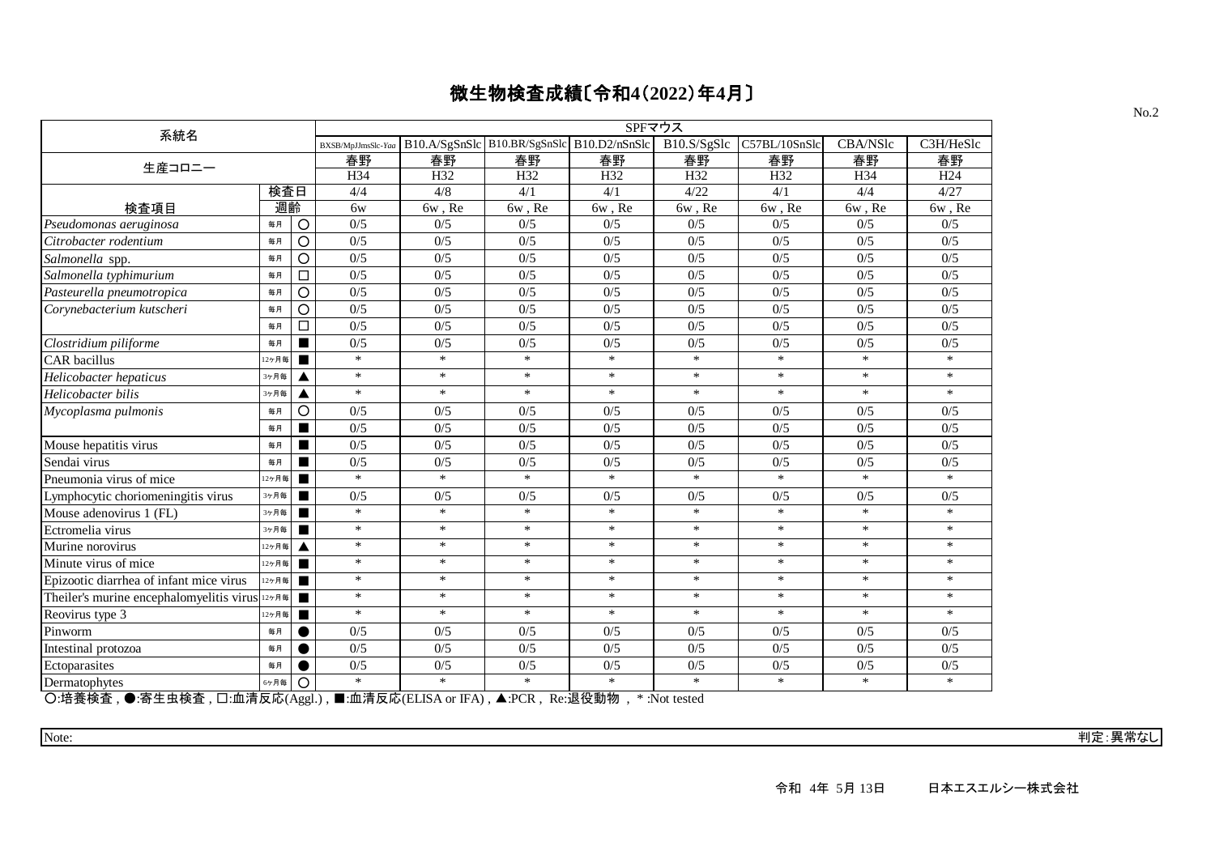# 微生物検査成績〔令和4(2022)年4月〕

| 系統名 | | | SPFマウス | | | | | | | |
|---|---|---|---|---|---|---|---|---|---|---|
| | | | BXSB/MpJJmsSlc-*Yaa* | B10.A/SgSnSlc | B10.BR/SgSnSlc | B10.D2/nSnSlc | B10.S/SgSlc | C57BL/10SnSlc | CBA/NSlc | C3H/HeSlc |
| 生産コロニー | | | 春野 | 春野 | 春野 | 春野 | 春野 | 春野 | 春野 | 春野 |
| | | | H34 | H32 | H32 | H32 | H32 | H32 | H34 | H24 |
| | 検査日 | | 4/4 | 4/8 | 4/1 | 4/1 | 4/22 | 4/1 | 4/4 | 4/27 |
| 検査項目 | 週齢 | | 6w | 6w , Re | 6w , Re | 6w , Re | 6w , Re | 6w , Re | 6w , Re | 6w , Re |
| *Pseudomonas aeruginosa* | 毎月 | ○ | 0/5 | 0/5 | 0/5 | 0/5 | 0/5 | 0/5 | 0/5 | 0/5 |
| *Citrobacter rodentium* | 毎月 | ○ | 0/5 | 0/5 | 0/5 | 0/5 | 0/5 | 0/5 | 0/5 | 0/5 |
| *Salmonella* spp. | 毎月 | ○ | 0/5 | 0/5 | 0/5 | 0/5 | 0/5 | 0/5 | 0/5 | 0/5 |
| *Salmonella typhimurium* | 毎月 | □ | 0/5 | 0/5 | 0/5 | 0/5 | 0/5 | 0/5 | 0/5 | 0/5 |
| *Pasteurella pneumotropica* | 毎月 | ○ | 0/5 | 0/5 | 0/5 | 0/5 | 0/5 | 0/5 | 0/5 | 0/5 |
| *Corynebacterium kutscheri* | 毎月 | ○ | 0/5 | 0/5 | 0/5 | 0/5 | 0/5 | 0/5 | 0/5 | 0/5 |
| | 毎月 | □ | 0/5 | 0/5 | 0/5 | 0/5 | 0/5 | 0/5 | 0/5 | 0/5 |
| *Clostridium piliforme* | 毎月 | ■ | 0/5 | 0/5 | 0/5 | 0/5 | 0/5 | 0/5 | 0/5 | 0/5 |
| CAR bacillus | 12ヶ月毎 | ■ | * | * | * | * | * | * | * | * |
| *Helicobacter hepaticus* | 3ヶ月毎 | ▲ | * | * | * | * | * | * | * | * |
| *Helicobacter bilis* | 3ヶ月毎 | ▲ | * | * | * | * | * | * | * | * |
| *Mycoplasma pulmonis* | 毎月 | ○ | 0/5 | 0/5 | 0/5 | 0/5 | 0/5 | 0/5 | 0/5 | 0/5 |
| | 毎月 | ■ | 0/5 | 0/5 | 0/5 | 0/5 | 0/5 | 0/5 | 0/5 | 0/5 |
| Mouse hepatitis virus | 毎月 | ■ | 0/5 | 0/5 | 0/5 | 0/5 | 0/5 | 0/5 | 0/5 | 0/5 |
| Sendai virus | 毎月 | ■ | 0/5 | 0/5 | 0/5 | 0/5 | 0/5 | 0/5 | 0/5 | 0/5 |
| Pneumonia virus of mice | 12ヶ月毎 | ■ | * | * | * | * | * | * | * | * |
| Lymphocytic choriomeningitis virus | 3ヶ月毎 | ■ | 0/5 | 0/5 | 0/5 | 0/5 | 0/5 | 0/5 | 0/5 | 0/5 |
| Mouse adenovirus 1 (FL) | 3ヶ月毎 | ■ | * | * | * | * | * | * | * | * |
| Ectromelia virus | 3ヶ月毎 | ■ | * | * | * | * | * | * | * | * |
| Murine norovirus | 12ヶ月毎 | ▲ | * | * | * | * | * | * | * | * |
| Minute virus of mice | 12ヶ月毎 | ■ | * | * | * | * | * | * | * | * |
| Epizootic diarrhea of infant mice virus | 12ヶ月毎 | ■ | * | * | * | * | * | * | * | * |
| Theiler's murine encephalomyelitis virus | 12ヶ月毎 | ■ | * | * | * | * | * | * | * | * |
| Reovirus type 3 | 12ヶ月毎 | ■ | * | * | * | * | * | * | * | * |
| Pinworm | 毎月 | ● | 0/5 | 0/5 | 0/5 | 0/5 | 0/5 | 0/5 | 0/5 | 0/5 |
| Intestinal protozoa | 毎月 | ● | 0/5 | 0/5 | 0/5 | 0/5 | 0/5 | 0/5 | 0/5 | 0/5 |
| Ectoparasites | 毎月 | ● | 0/5 | 0/5 | 0/5 | 0/5 | 0/5 | 0/5 | 0/5 | 0/5 |
| Dermatophytes | 6ヶ月毎 | ○ | * | * | * | * | * | * | * | * |

○:培養検査 , ●:寄生虫検査 , □:血清反応(Aggl.) , ■:血清反応(ELISA or IFA) , ▲:PCR , Re:退役動物 , * :Not tested

Note:

判定:異常なし

令和 4年 5月 13日　　日本エスエルシー株式会社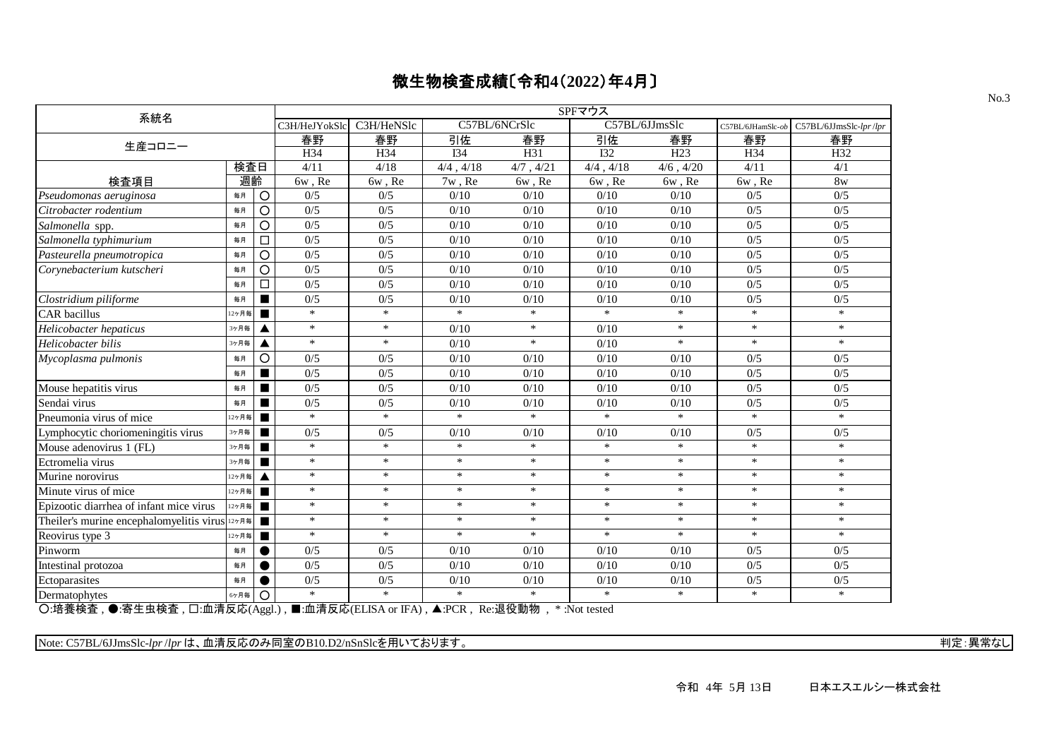# 微生物検査成績〔令和4(2022)年4月〕

| 系統名 | | | SPFマウス | | | | | | | |
|---|---|---|---|---|---|---|---|---|---|---|
| | | | C3H/HeJYokSlc | C3H/HeNSlc | C57BL/6NCrSlc | | C57BL/6JJmsSlc | | C57BL/6JHamSlc-*ob* | C57BL/6JJmsSlc-*lpr* /*lpr* |
| 生産コロニー | | | 春野 | 春野 | 引佐 | 春野 | 引佐 | 春野 | 春野 | 春野 |
| | | | H34 | H34 | I34 | H31 | I32 | H23 | H34 | H32 |
| | 検査日 | | 4/11 | 4/18 | 4/4 , 4/18 | 4/7 , 4/21 | 4/4 , 4/18 | 4/6 , 4/20 | 4/11 | 4/1 |
| 検査項目 | 週齢 | | 6w , Re | 6w , Re | 7w , Re | 6w , Re | 6w , Re | 6w , Re | 6w , Re | 8w |
| *Pseudomonas aeruginosa* | 毎月 | ○ | 0/5 | 0/5 | 0/10 | 0/10 | 0/10 | 0/10 | 0/5 | 0/5 |
| *Citrobacter rodentium* | 毎月 | ○ | 0/5 | 0/5 | 0/10 | 0/10 | 0/10 | 0/10 | 0/5 | 0/5 |
| *Salmonella* spp. | 毎月 | ○ | 0/5 | 0/5 | 0/10 | 0/10 | 0/10 | 0/10 | 0/5 | 0/5 |
| *Salmonella typhimurium* | 毎月 | □ | 0/5 | 0/5 | 0/10 | 0/10 | 0/10 | 0/10 | 0/5 | 0/5 |
| *Pasteurella pneumotropica* | 毎月 | ○ | 0/5 | 0/5 | 0/10 | 0/10 | 0/10 | 0/10 | 0/5 | 0/5 |
| *Corynebacterium kutscheri* | 毎月 | ○ | 0/5 | 0/5 | 0/10 | 0/10 | 0/10 | 0/10 | 0/5 | 0/5 |
| | 毎月 | □ | 0/5 | 0/5 | 0/10 | 0/10 | 0/10 | 0/10 | 0/5 | 0/5 |
| *Clostridium piliforme* | 毎月 | ■ | 0/5 | 0/5 | 0/10 | 0/10 | 0/10 | 0/10 | 0/5 | 0/5 |
| CAR bacillus | 12ヶ月毎 | ■ | * | * | * | * | * | * | * | * |
| *Helicobacter hepaticus* | 3ヶ月毎 | ▲ | * | * | 0/10 | * | 0/10 | * | * | * |
| *Helicobacter bilis* | 3ヶ月毎 | ▲ | * | * | 0/10 | * | 0/10 | * | * | * |
| *Mycoplasma pulmonis* | 毎月 | ○ | 0/5 | 0/5 | 0/10 | 0/10 | 0/10 | 0/10 | 0/5 | 0/5 |
| | 毎月 | ■ | 0/5 | 0/5 | 0/10 | 0/10 | 0/10 | 0/10 | 0/5 | 0/5 |
| Mouse hepatitis virus | 毎月 | ■ | 0/5 | 0/5 | 0/10 | 0/10 | 0/10 | 0/10 | 0/5 | 0/5 |
| Sendai virus | 毎月 | ■ | 0/5 | 0/5 | 0/10 | 0/10 | 0/10 | 0/10 | 0/5 | 0/5 |
| Pneumonia virus of mice | 12ヶ月毎 | ■ | * | * | * | * | * | * | * | * |
| Lymphocytic choriomeningitis virus | 3ヶ月毎 | ■ | 0/5 | 0/5 | 0/10 | 0/10 | 0/10 | 0/10 | 0/5 | 0/5 |
| Mouse adenovirus 1 (FL) | 3ヶ月毎 | ■ | * | * | * | * | * | * | * | * |
| Ectromelia virus | 3ヶ月毎 | ■ | * | * | * | * | * | * | * | * |
| Murine norovirus | 12ヶ月毎 | ▲ | * | * | * | * | * | * | * | * |
| Minute virus of mice | 12ヶ月毎 | ■ | * | * | * | * | * | * | * | * |
| Epizootic diarrhea of infant mice virus | 12ヶ月毎 | ■ | * | * | * | * | * | * | * | * |
| Theiler's murine encephalomyelitis virus | 12ヶ月毎 | ■ | * | * | * | * | * | * | * | * |
| Reovirus type 3 | 12ヶ月毎 | ■ | * | * | * | * | * | * | * | * |
| Pinworm | 毎月 | ● | 0/5 | 0/5 | 0/10 | 0/10 | 0/10 | 0/10 | 0/5 | 0/5 |
| Intestinal protozoa | 毎月 | ● | 0/5 | 0/5 | 0/10 | 0/10 | 0/10 | 0/10 | 0/5 | 0/5 |
| Ectoparasites | 毎月 | ● | 0/5 | 0/5 | 0/10 | 0/10 | 0/10 | 0/10 | 0/5 | 0/5 |
| Dermatophytes | 6ヶ月毎 | ○ | * | * | * | * | * | * | * | * |

○:培養検査 , ●:寄生虫検査 , □:血清反応(Aggl.) , ■:血清反応(ELISA or IFA) , ▲:PCR , Re:退役動物 , *:Not tested

Note: C57BL/6JJmsSlc-*lpr* /*lpr* は、血清反応のみ同室のB10.D2/nSnSlcを用いております。

判定:異常なし

令和 4年 5月 13日　　日本エスエルシー株式会社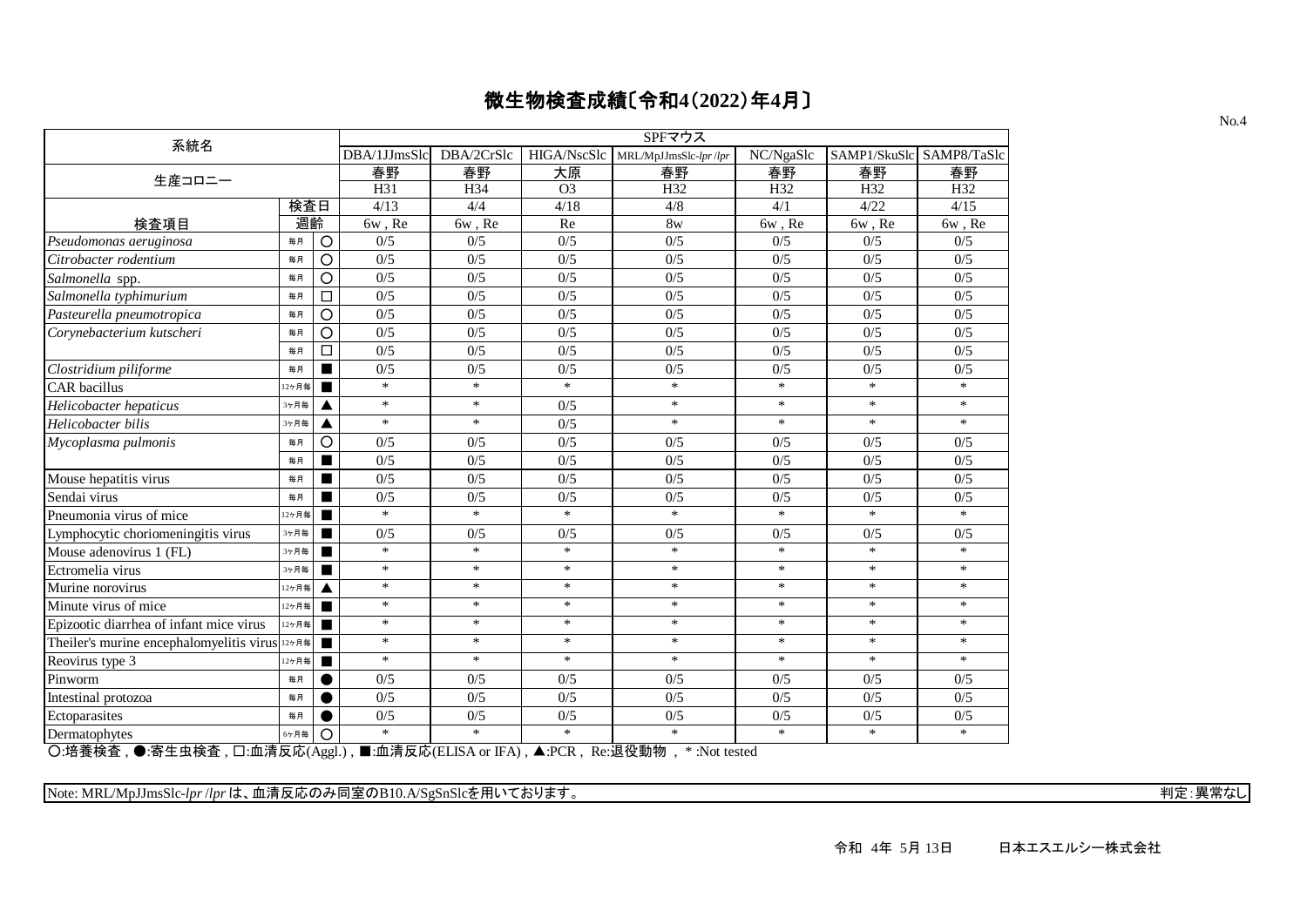# 微生物検査成績〔令和4(2022)年4月〕

| 系統名 | | | SPFマウス | | | | | | |
|---|---|---|---|---|---|---|---|---|---|
| | | | DBA/1JJmsSlc | DBA/2CrSlc | HIGA/NscSlc | MRL/MpJJmsSlc-*lpr*/*lpr* | NC/NgaSlc | SAMP1/SkuSlc | SAMP8/TaSlc |
| 生産コロニー | | | 春野 | 春野 | 大原 | 春野 | 春野 | 春野 | 春野 |
| | | | H31 | H34 | O3 | H32 | H32 | H32 | H32 |
| | 検査日 | | 4/13 | 4/4 | 4/18 | 4/8 | 4/1 | 4/22 | 4/15 |
| 検査項目 | 週齢 | | 6w , Re | 6w , Re | Re | 8w | 6w , Re | 6w , Re | 6w , Re |
| *Pseudomonas aeruginosa* | 毎月 | ○ | 0/5 | 0/5 | 0/5 | 0/5 | 0/5 | 0/5 | 0/5 |
| *Citrobacter rodentium* | 毎月 | ○ | 0/5 | 0/5 | 0/5 | 0/5 | 0/5 | 0/5 | 0/5 |
| *Salmonella* spp. | 毎月 | ○ | 0/5 | 0/5 | 0/5 | 0/5 | 0/5 | 0/5 | 0/5 |
| *Salmonella typhimurium* | 毎月 | □ | 0/5 | 0/5 | 0/5 | 0/5 | 0/5 | 0/5 | 0/5 |
| *Pasteurella pneumotropica* | 毎月 | ○ | 0/5 | 0/5 | 0/5 | 0/5 | 0/5 | 0/5 | 0/5 |
| *Corynebacterium kutscheri* | 毎月 | ○ | 0/5 | 0/5 | 0/5 | 0/5 | 0/5 | 0/5 | 0/5 |
| | 毎月 | □ | 0/5 | 0/5 | 0/5 | 0/5 | 0/5 | 0/5 | 0/5 |
| *Clostridium piliforme* | 毎月 | ■ | 0/5 | 0/5 | 0/5 | 0/5 | 0/5 | 0/5 | 0/5 |
| CAR bacillus | 12ヶ月毎 | ■ | * | * | * | * | * | * | * |
| *Helicobacter hepaticus* | 3ヶ月毎 | ▲ | * | * | 0/5 | * | * | * | * |
| *Helicobacter bilis* | 3ヶ月毎 | ▲ | * | * | 0/5 | * | * | * | * |
| *Mycoplasma pulmonis* | 毎月 | ○ | 0/5 | 0/5 | 0/5 | 0/5 | 0/5 | 0/5 | 0/5 |
| | 毎月 | ■ | 0/5 | 0/5 | 0/5 | 0/5 | 0/5 | 0/5 | 0/5 |
| Mouse hepatitis virus | 毎月 | ■ | 0/5 | 0/5 | 0/5 | 0/5 | 0/5 | 0/5 | 0/5 |
| Sendai virus | 毎月 | ■ | 0/5 | 0/5 | 0/5 | 0/5 | 0/5 | 0/5 | 0/5 |
| Pneumonia virus of mice | 12ヶ月毎 | ■ | * | * | * | * | * | * | * |
| Lymphocytic choriomeningitis virus | 3ヶ月毎 | ■ | 0/5 | 0/5 | 0/5 | 0/5 | 0/5 | 0/5 | 0/5 |
| Mouse adenovirus 1 (FL) | 3ヶ月毎 | ■ | * | * | * | * | * | * | * |
| Ectromelia virus | 3ヶ月毎 | ■ | * | * | * | * | * | * | * |
| Murine norovirus | 12ヶ月毎 | ▲ | * | * | * | * | * | * | * |
| Minute virus of mice | 12ヶ月毎 | ■ | * | * | * | * | * | * | * |
| Epizootic diarrhea of infant mice virus | 12ヶ月毎 | ■ | * | * | * | * | * | * | * |
| Theiler's murine encephalomyelitis virus | 12ヶ月毎 | ■ | * | * | * | * | * | * | * |
| Reovirus type 3 | 12ヶ月毎 | ■ | * | * | * | * | * | * | * |
| Pinworm | 毎月 | ● | 0/5 | 0/5 | 0/5 | 0/5 | 0/5 | 0/5 | 0/5 |
| Intestinal protozoa | 毎月 | ● | 0/5 | 0/5 | 0/5 | 0/5 | 0/5 | 0/5 | 0/5 |
| Ectoparasites | 毎月 | ● | 0/5 | 0/5 | 0/5 | 0/5 | 0/5 | 0/5 | 0/5 |
| Dermatophytes | 6ヶ月毎 | ○ | * | * | * | * | * | * | * |

○:培養検査 , ●:寄生虫検査 , □:血清反応(Aggl.) , ■:血清反応(ELISA or IFA) , ▲:PCR , Re:退役動物 , * :Not tested

Note: MRL/MpJJmsSlc-*lpr*/*lpr* は、血清反応のみ同室のB10.A/SgSnSlcを用いております。

判定:異常なし

令和 4年 5月 13日　　日本エスエルシー株式会社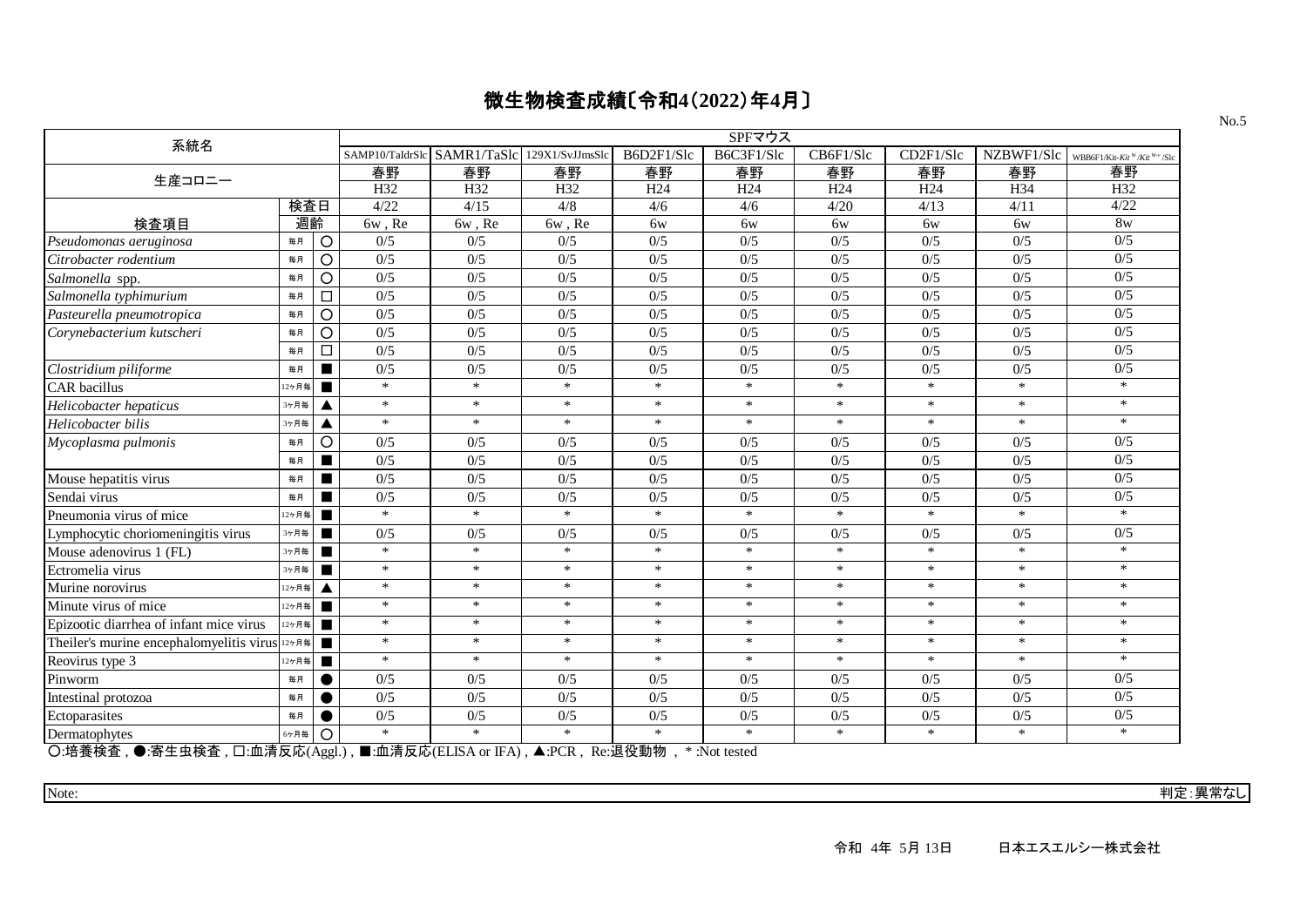# 微生物検査成績〔令和4(2022)年4月〕

No.5

| 系統名 | | | SPFマウス | | | | | | | | |
|---|---|---|---|---|---|---|---|---|---|---|---|
| | | | SAMP10/TaIdrSlc | SAMR1/TaSlc | 129X1/SvJJmsSlc | B6D2F1/Slc | B6C3F1/Slc | CB6F1/Slc | CD2F1/Slc | NZBWF1/Slc | WBB6F1/Kit-$Kit^{W}$/$Kit^{W-v}$/Slc |
| 生産コロニー | | | 春野 | 春野 | 春野 | 春野 | 春野 | 春野 | 春野 | 春野 | 春野 |
| | | | H32 | H32 | H32 | H24 | H24 | H24 | H24 | H34 | H32 |
| | 検査日 | | 4/22 | 4/15 | 4/8 | 4/6 | 4/6 | 4/20 | 4/13 | 4/11 | 4/22 |
| 検査項目 | 週齢 | | 6w , Re | 6w , Re | 6w , Re | 6w | 6w | 6w | 6w | 6w | 8w |
| *Pseudomonas aeruginosa* | 毎月 | ○ | 0/5 | 0/5 | 0/5 | 0/5 | 0/5 | 0/5 | 0/5 | 0/5 | 0/5 |
| *Citrobacter rodentium* | 毎月 | ○ | 0/5 | 0/5 | 0/5 | 0/5 | 0/5 | 0/5 | 0/5 | 0/5 | 0/5 |
| *Salmonella* spp. | 毎月 | ○ | 0/5 | 0/5 | 0/5 | 0/5 | 0/5 | 0/5 | 0/5 | 0/5 | 0/5 |
| *Salmonella typhimurium* | 毎月 | □ | 0/5 | 0/5 | 0/5 | 0/5 | 0/5 | 0/5 | 0/5 | 0/5 | 0/5 |
| *Pasteurella pneumotropica* | 毎月 | ○ | 0/5 | 0/5 | 0/5 | 0/5 | 0/5 | 0/5 | 0/5 | 0/5 | 0/5 |
| *Corynebacterium kutscheri* | 毎月 | ○ | 0/5 | 0/5 | 0/5 | 0/5 | 0/5 | 0/5 | 0/5 | 0/5 | 0/5 |
| | 毎月 | □ | 0/5 | 0/5 | 0/5 | 0/5 | 0/5 | 0/5 | 0/5 | 0/5 | 0/5 |
| *Clostridium piliforme* | 毎月 | ■ | 0/5 | 0/5 | 0/5 | 0/5 | 0/5 | 0/5 | 0/5 | 0/5 | 0/5 |
| CAR bacillus | 12ヶ月毎 | ■ | * | * | * | * | * | * | * | * | * |
| *Helicobacter hepaticus* | 3ヶ月毎 | ▲ | * | * | * | * | * | * | * | * | * |
| *Helicobacter bilis* | 3ヶ月毎 | ▲ | * | * | * | * | * | * | * | * | * |
| *Mycoplasma pulmonis* | 毎月 | ○ | 0/5 | 0/5 | 0/5 | 0/5 | 0/5 | 0/5 | 0/5 | 0/5 | 0/5 |
| | 毎月 | ■ | 0/5 | 0/5 | 0/5 | 0/5 | 0/5 | 0/5 | 0/5 | 0/5 | 0/5 |
| Mouse hepatitis virus | 毎月 | ■ | 0/5 | 0/5 | 0/5 | 0/5 | 0/5 | 0/5 | 0/5 | 0/5 | 0/5 |
| Sendai virus | 毎月 | ■ | 0/5 | 0/5 | 0/5 | 0/5 | 0/5 | 0/5 | 0/5 | 0/5 | 0/5 |
| Pneumonia virus of mice | 12ヶ月毎 | ■ | * | * | * | * | * | * | * | * | * |
| Lymphocytic choriomeningitis virus | 3ヶ月毎 | ■ | 0/5 | 0/5 | 0/5 | 0/5 | 0/5 | 0/5 | 0/5 | 0/5 | 0/5 |
| Mouse adenovirus 1 (FL) | 3ヶ月毎 | ■ | * | * | * | * | * | * | * | * | * |
| Ectromelia virus | 3ヶ月毎 | ■ | * | * | * | * | * | * | * | * | * |
| Murine norovirus | 12ヶ月毎 | ▲ | * | * | * | * | * | * | * | * | * |
| Minute virus of mice | 12ヶ月毎 | ■ | * | * | * | * | * | * | * | * | * |
| Epizootic diarrhea of infant mice virus | 12ヶ月毎 | ■ | * | * | * | * | * | * | * | * | * |
| Theiler's murine encephalomyelitis virus | 12ヶ月毎 | ■ | * | * | * | * | * | * | * | * | * |
| Reovirus type 3 | 12ヶ月毎 | ■ | * | * | * | * | * | * | * | * | * |
| Pinworm | 毎月 | ● | 0/5 | 0/5 | 0/5 | 0/5 | 0/5 | 0/5 | 0/5 | 0/5 | 0/5 |
| Intestinal protozoa | 毎月 | ● | 0/5 | 0/5 | 0/5 | 0/5 | 0/5 | 0/5 | 0/5 | 0/5 | 0/5 |
| Ectoparasites | 毎月 | ● | 0/5 | 0/5 | 0/5 | 0/5 | 0/5 | 0/5 | 0/5 | 0/5 | 0/5 |
| Dermatophytes | 6ヶ月毎 | ○ | * | * | * | * | * | * | * | * | * |

○:培養検査 , ●:寄生虫検査 , □:血清反応(Aggl.) , ■:血清反応(ELISA or IFA) , ▲:PCR , Re:退役動物 , *:Not tested

Note:

判定:異常なし

令和 4年 5月 13日　　日本エスエルシー株式会社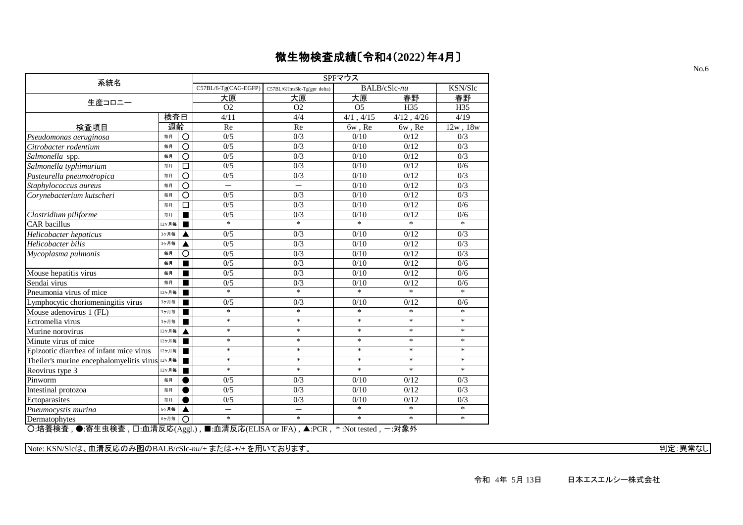# 微生物検査成績〔令和4(2022)年4月〕

| 系統名 | | | SPFマウス | | | | |
|---|---|---|---|---|---|---|---|
| | | | C57BL/6-Tg(CAG-EGFP) | C57BL/6JJmsSlc-Tg(*gpt* delta) | BALB/cSlc-*nu* | | KSN/Slc |
| 生産コロニー | | | 大原 | 大原 | 大原 | 春野 | 春野 |
| | | | O2 | O2 | O5 | H35 | H35 |
| | 検査日 | | 4/11 | 4/4 | 4/1 , 4/15 | 4/12 , 4/26 | 4/19 |
| 検査項目 | 週齢 | | Re | Re | 6w , Re | 6w , Re | 12w , 18w |
| *Pseudomonas aeruginosa* | 毎月 | ○ | 0/5 | 0/3 | 0/10 | 0/12 | 0/3 |
| *Citrobacter rodentium* | 毎月 | ○ | 0/5 | 0/3 | 0/10 | 0/12 | 0/3 |
| *Salmonella* spp. | 毎月 | ○ | 0/5 | 0/3 | 0/10 | 0/12 | 0/3 |
| *Salmonella typhimurium* | 毎月 | □ | 0/5 | 0/3 | 0/10 | 0/12 | 0/6 |
| *Pasteurella pneumotropica* | 毎月 | ○ | 0/5 | 0/3 | 0/10 | 0/12 | 0/3 |
| *Staphylococcus aureus* | 毎月 | ○ | ー | ー | 0/10 | 0/12 | 0/3 |
| *Corynebacterium kutscheri* | 毎月 | ○ | 0/5 | 0/3 | 0/10 | 0/12 | 0/3 |
| | 毎月 | □ | 0/5 | 0/3 | 0/10 | 0/12 | 0/6 |
| *Clostridium piliforme* | 毎月 | ■ | 0/5 | 0/3 | 0/10 | 0/12 | 0/6 |
| CAR bacillus | 12ヶ月毎 | ■ | * | * | * | * | * |
| *Helicobacter hepaticus* | 3ヶ月毎 | ▲ | 0/5 | 0/3 | 0/10 | 0/12 | 0/3 |
| *Helicobacter bilis* | 3ヶ月毎 | ▲ | 0/5 | 0/3 | 0/10 | 0/12 | 0/3 |
| *Mycoplasma pulmonis* | 毎月 | ○ | 0/5 | 0/3 | 0/10 | 0/12 | 0/3 |
| | 毎月 | ■ | 0/5 | 0/3 | 0/10 | 0/12 | 0/6 |
| Mouse hepatitis virus | 毎月 | ■ | 0/5 | 0/3 | 0/10 | 0/12 | 0/6 |
| Sendai virus | 毎月 | ■ | 0/5 | 0/3 | 0/10 | 0/12 | 0/6 |
| Pneumonia virus of mice | 12ヶ月毎 | ■ | * | * | * | * | * |
| Lymphocytic choriomeningitis virus | 3ヶ月毎 | ■ | 0/5 | 0/3 | 0/10 | 0/12 | 0/6 |
| Mouse adenovirus 1 (FL) | 3ヶ月毎 | ■ | * | * | * | * | * |
| Ectromelia virus | 3ヶ月毎 | ■ | * | * | * | * | * |
| Murine norovirus | 12ヶ月毎 | ▲ | * | * | * | * | * |
| Minute virus of mice | 12ヶ月毎 | ■ | * | * | * | * | * |
| Epizootic diarrhea of infant mice virus | 12ヶ月毎 | ■ | * | * | * | * | * |
| Theiler's murine encephalomyelitis virus | 12ヶ月毎 | ■ | * | * | * | * | * |
| Reovirus type 3 | 12ヶ月毎 | ■ | * | * | * | * | * |
| Pinworm | 毎月 | ● | 0/5 | 0/3 | 0/10 | 0/12 | 0/3 |
| Intestinal protozoa | 毎月 | ● | 0/5 | 0/3 | 0/10 | 0/12 | 0/3 |
| Ectoparasites | 毎月 | ● | 0/5 | 0/3 | 0/10 | 0/12 | 0/3 |
| *Pneumocystis murina* | 6ヶ月毎 | ▲ | ー | ー | * | * | * |
| Dermatophytes | 6ヶ月毎 | ○ | * | * | * | * | * |

○:培養検査 , ●:寄生虫検査 , □:血清反応(Aggl.) , ■:血清反応(ELISA or IFA) , ▲:PCR , *:Not tested , ー:対象外

Note: KSN/Slcは、血清反応のみ囮のBALB/cSlc-*nu*/+ または-+/+ を用いております。

判定:異常なし

令和 4年 5月 13日　　日本エスエルシー株式会社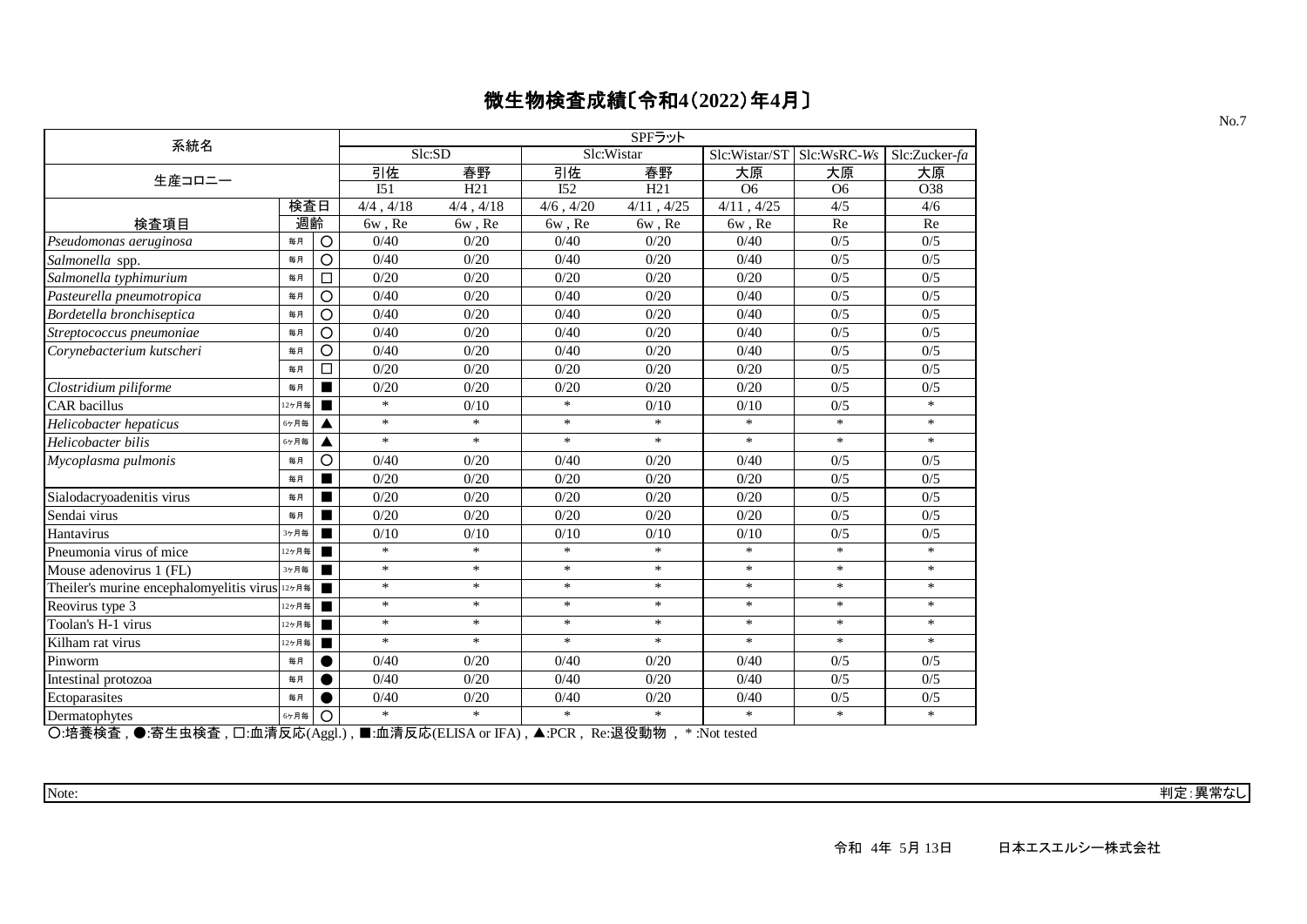# 微生物検査成績〔令和4(2022)年4月〕

No.7

| 系統名 | | | SPFラット | | | | | | |
|---|---|---|---|---|---|---|---|---|---|
| | | | Slc:SD | | Slc:Wistar | | Slc:Wistar/ST | Slc:WsRC-*Ws* | Slc:Zucker-*fa* |
| 生産コロニー | | | 引佐 | 春野 | 引佐 | 春野 | 大原 | 大原 | 大原 |
| | | | I51 | H21 | I52 | H21 | O6 | O6 | O38 |
| | 検査日 | | 4/4 , 4/18 | 4/4 , 4/18 | 4/6 , 4/20 | 4/11 , 4/25 | 4/11 , 4/25 | 4/5 | 4/6 |
| 検査項目 | 週齢 | | 6w , Re | 6w , Re | 6w , Re | 6w , Re | 6w , Re | Re | Re |
| *Pseudomonas aeruginosa* | 毎月 | ○ | 0/40 | 0/20 | 0/40 | 0/20 | 0/40 | 0/5 | 0/5 |
| *Salmonella* spp. | 毎月 | ○ | 0/40 | 0/20 | 0/40 | 0/20 | 0/40 | 0/5 | 0/5 |
| *Salmonella typhimurium* | 毎月 | □ | 0/20 | 0/20 | 0/20 | 0/20 | 0/20 | 0/5 | 0/5 |
| *Pasteurella pneumotropica* | 毎月 | ○ | 0/40 | 0/20 | 0/40 | 0/20 | 0/40 | 0/5 | 0/5 |
| *Bordetella bronchiseptica* | 毎月 | ○ | 0/40 | 0/20 | 0/40 | 0/20 | 0/40 | 0/5 | 0/5 |
| *Streptococcus pneumoniae* | 毎月 | ○ | 0/40 | 0/20 | 0/40 | 0/20 | 0/40 | 0/5 | 0/5 |
| *Corynebacterium kutscheri* | 毎月 | ○ | 0/40 | 0/20 | 0/40 | 0/20 | 0/40 | 0/5 | 0/5 |
| | 毎月 | □ | 0/20 | 0/20 | 0/20 | 0/20 | 0/20 | 0/5 | 0/5 |
| *Clostridium piliforme* | 毎月 | ■ | 0/20 | 0/20 | 0/20 | 0/20 | 0/20 | 0/5 | 0/5 |
| CAR bacillus | 12ヶ月毎 | ■ | * | 0/10 | * | 0/10 | 0/10 | 0/5 | * |
| *Helicobacter hepaticus* | 6ヶ月毎 | ▲ | * | * | * | * | * | * | * |
| *Helicobacter bilis* | 6ヶ月毎 | ▲ | * | * | * | * | * | * | * |
| *Mycoplasma pulmonis* | 毎月 | ○ | 0/40 | 0/20 | 0/40 | 0/20 | 0/40 | 0/5 | 0/5 |
| | 毎月 | ■ | 0/20 | 0/20 | 0/20 | 0/20 | 0/20 | 0/5 | 0/5 |
| Sialodacryoadenitis virus | 毎月 | ■ | 0/20 | 0/20 | 0/20 | 0/20 | 0/20 | 0/5 | 0/5 |
| Sendai virus | 毎月 | ■ | 0/20 | 0/20 | 0/20 | 0/20 | 0/20 | 0/5 | 0/5 |
| Hantavirus | 3ヶ月毎 | ■ | 0/10 | 0/10 | 0/10 | 0/10 | 0/10 | 0/5 | 0/5 |
| Pneumonia virus of mice | 12ヶ月毎 | ■ | * | * | * | * | * | * | * |
| Mouse adenovirus 1 (FL) | 3ヶ月毎 | ■ | * | * | * | * | * | * | * |
| Theiler's murine encephalomyelitis virus | 12ヶ月毎 | ■ | * | * | * | * | * | * | * |
| Reovirus type 3 | 12ヶ月毎 | ■ | * | * | * | * | * | * | * |
| Toolan's H-1 virus | 12ヶ月毎 | ■ | * | * | * | * | * | * | * |
| Kilham rat virus | 12ヶ月毎 | ■ | * | * | * | * | * | * | * |
| Pinworm | 毎月 | ● | 0/40 | 0/20 | 0/40 | 0/20 | 0/40 | 0/5 | 0/5 |
| Intestinal protozoa | 毎月 | ● | 0/40 | 0/20 | 0/40 | 0/20 | 0/40 | 0/5 | 0/5 |
| Ectoparasites | 毎月 | ● | 0/40 | 0/20 | 0/40 | 0/20 | 0/40 | 0/5 | 0/5 |
| Dermatophytes | 6ヶ月毎 | ○ | * | * | * | * | * | * | * |

○:培養検査 , ●:寄生虫検査 , □:血清反応(Aggl.) , ■:血清反応(ELISA or IFA) , ▲:PCR , Re:退役動物 , * :Not tested

Note:

判定:異常なし

令和 4年 5月 13日　　日本エスエルシー株式会社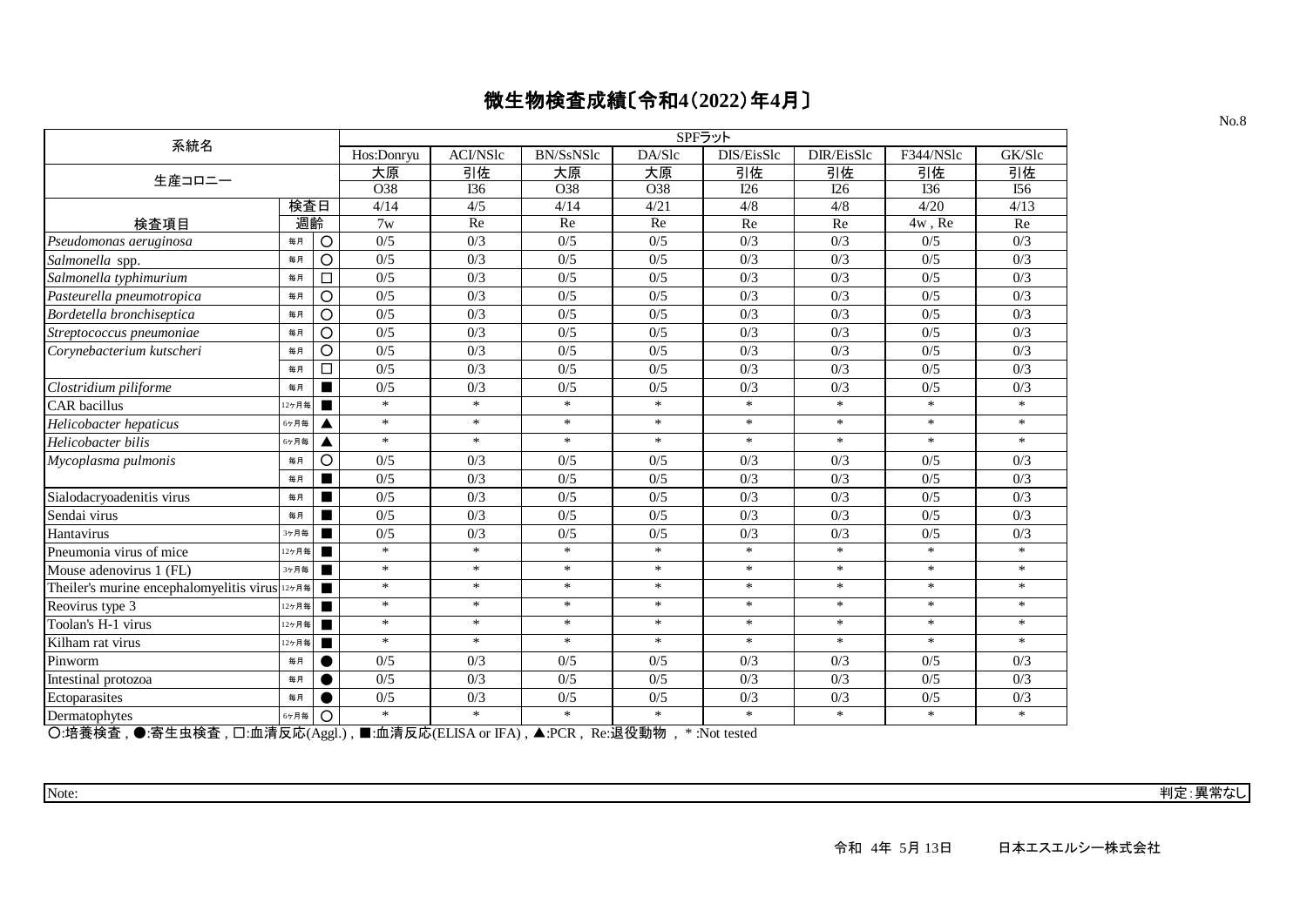# 微生物検査成績〔令和4(2022)年4月〕

No.8

| 系統名 | | | SPFラット | | | | | | | |
|---|---|---|---|---|---|---|---|---|---|---|
| | | | Hos:Donryu | ACI/NSlc | BN/SsNSlc | DA/Slc | DIS/EisSlc | DIR/EisSlc | F344/NSlc | GK/Slc |
| 生産コロニー | | | 大原 | 引佐 | 大原 | 大原 | 引佐 | 引佐 | 引佐 | 引佐 |
| | | | O38 | I36 | O38 | O38 | I26 | I26 | I36 | I56 |
| | 検査日 | | 4/14 | 4/5 | 4/14 | 4/21 | 4/8 | 4/8 | 4/20 | 4/13 |
| 検査項目 | 週齢 | | 7w | Re | Re | Re | Re | Re | 4w , Re | Re |
| *Pseudomonas aeruginosa* | 毎月 | ○ | 0/5 | 0/3 | 0/5 | 0/5 | 0/3 | 0/3 | 0/5 | 0/3 |
| *Salmonella* spp. | 毎月 | ○ | 0/5 | 0/3 | 0/5 | 0/5 | 0/3 | 0/3 | 0/5 | 0/3 |
| *Salmonella typhimurium* | 毎月 | □ | 0/5 | 0/3 | 0/5 | 0/5 | 0/3 | 0/3 | 0/5 | 0/3 |
| *Pasteurella pneumotropica* | 毎月 | ○ | 0/5 | 0/3 | 0/5 | 0/5 | 0/3 | 0/3 | 0/5 | 0/3 |
| *Bordetella bronchiseptica* | 毎月 | ○ | 0/5 | 0/3 | 0/5 | 0/5 | 0/3 | 0/3 | 0/5 | 0/3 |
| *Streptococcus pneumoniae* | 毎月 | ○ | 0/5 | 0/3 | 0/5 | 0/5 | 0/3 | 0/3 | 0/5 | 0/3 |
| *Corynebacterium kutscheri* | 毎月 | ○ | 0/5 | 0/3 | 0/5 | 0/5 | 0/3 | 0/3 | 0/5 | 0/3 |
| | 毎月 | □ | 0/5 | 0/3 | 0/5 | 0/5 | 0/3 | 0/3 | 0/5 | 0/3 |
| *Clostridium piliforme* | 毎月 | ■ | 0/5 | 0/3 | 0/5 | 0/5 | 0/3 | 0/3 | 0/5 | 0/3 |
| CAR bacillus | 12ヶ月毎 | ■ | * | * | * | * | * | * | * | * |
| *Helicobacter hepaticus* | 6ヶ月毎 | ▲ | * | * | * | * | * | * | * | * |
| *Helicobacter bilis* | 6ヶ月毎 | ▲ | * | * | * | * | * | * | * | * |
| *Mycoplasma pulmonis* | 毎月 | ○ | 0/5 | 0/3 | 0/5 | 0/5 | 0/3 | 0/3 | 0/5 | 0/3 |
| | 毎月 | ■ | 0/5 | 0/3 | 0/5 | 0/5 | 0/3 | 0/3 | 0/5 | 0/3 |
| Sialodacryoadenitis virus | 毎月 | ■ | 0/5 | 0/3 | 0/5 | 0/5 | 0/3 | 0/3 | 0/5 | 0/3 |
| Sendai virus | 毎月 | ■ | 0/5 | 0/3 | 0/5 | 0/5 | 0/3 | 0/3 | 0/5 | 0/3 |
| Hantavirus | 3ヶ月毎 | ■ | 0/5 | 0/3 | 0/5 | 0/5 | 0/3 | 0/3 | 0/5 | 0/3 |
| Pneumonia virus of mice | 12ヶ月毎 | ■ | * | * | * | * | * | * | * | * |
| Mouse adenovirus 1 (FL) | 3ヶ月毎 | ■ | * | * | * | * | * | * | * | * |
| Theiler's murine encephalomyelitis virus | 12ヶ月毎 | ■ | * | * | * | * | * | * | * | * |
| Reovirus type 3 | 12ヶ月毎 | ■ | * | * | * | * | * | * | * | * |
| Toolan's H-1 virus | 12ヶ月毎 | ■ | * | * | * | * | * | * | * | * |
| Kilham rat virus | 12ヶ月毎 | ■ | * | * | * | * | * | * | * | * |
| Pinworm | 毎月 | ● | 0/5 | 0/3 | 0/5 | 0/5 | 0/3 | 0/3 | 0/5 | 0/3 |
| Intestinal protozoa | 毎月 | ● | 0/5 | 0/3 | 0/5 | 0/5 | 0/3 | 0/3 | 0/5 | 0/3 |
| Ectoparasites | 毎月 | ● | 0/5 | 0/3 | 0/5 | 0/5 | 0/3 | 0/3 | 0/5 | 0/3 |
| Dermatophytes | 6ヶ月毎 | ○ | * | * | * | * | * | * | * | * |

○:培養検査 , ●:寄生虫検査 , □:血清反応(Aggl.) , ■:血清反応(ELISA or IFA) , ▲:PCR , Re:退役動物 , * :Not tested

Note:

判定:異常なし

令和 4年 5月 13日　　日本エスエルシー株式会社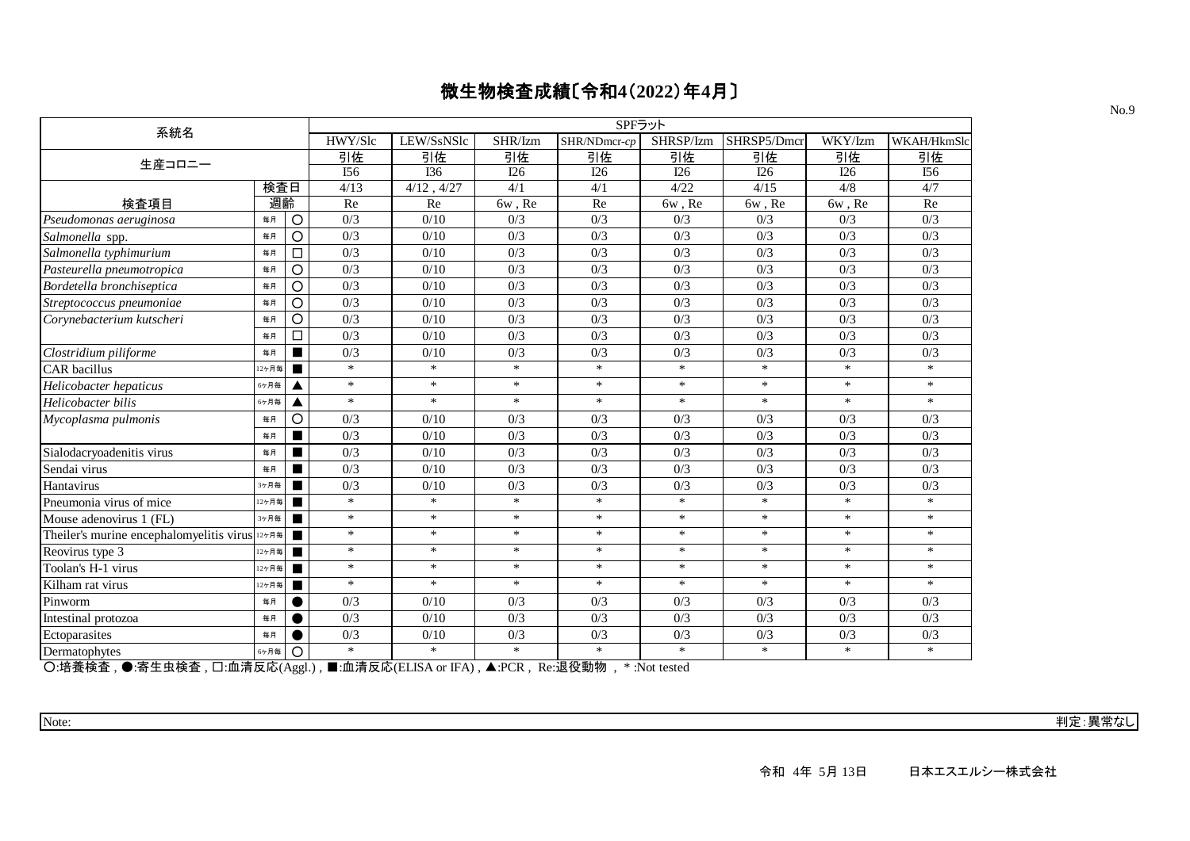# 微生物検査成績〔令和4(2022)年4月〕

| 系統名 | | | SPFラット | | | | | | | |
|---|---|---|---|---|---|---|---|---|---|---|
| | | | HWY/Slc | LEW/SsNSlc | SHR/Izm | SHR/NDmcr-*cp* | SHRSP/Izm | SHRSP5/Dmcr | WKY/Izm | WKAH/HkmSlc |
| 生産コロニー | | | 引佐 | 引佐 | 引佐 | 引佐 | 引佐 | 引佐 | 引佐 | 引佐 |
| | | | I56 | I36 | I26 | I26 | I26 | I26 | I26 | I56 |
| | 検査日 | | 4/13 | 4/12 , 4/27 | 4/1 | 4/1 | 4/22 | 4/15 | 4/8 | 4/7 |
| 検査項目 | 週齢 | | Re | Re | 6w , Re | Re | 6w , Re | 6w , Re | 6w , Re | Re |
| *Pseudomonas aeruginosa* | 毎月 | ○ | 0/3 | 0/10 | 0/3 | 0/3 | 0/3 | 0/3 | 0/3 | 0/3 |
| *Salmonella* spp. | 毎月 | ○ | 0/3 | 0/10 | 0/3 | 0/3 | 0/3 | 0/3 | 0/3 | 0/3 |
| *Salmonella typhimurium* | 毎月 | □ | 0/3 | 0/10 | 0/3 | 0/3 | 0/3 | 0/3 | 0/3 | 0/3 |
| *Pasteurella pneumotropica* | 毎月 | ○ | 0/3 | 0/10 | 0/3 | 0/3 | 0/3 | 0/3 | 0/3 | 0/3 |
| *Bordetella bronchiseptica* | 毎月 | ○ | 0/3 | 0/10 | 0/3 | 0/3 | 0/3 | 0/3 | 0/3 | 0/3 |
| *Streptococcus pneumoniae* | 毎月 | ○ | 0/3 | 0/10 | 0/3 | 0/3 | 0/3 | 0/3 | 0/3 | 0/3 |
| *Corynebacterium kutscheri* | 毎月 | ○ | 0/3 | 0/10 | 0/3 | 0/3 | 0/3 | 0/3 | 0/3 | 0/3 |
| | 毎月 | □ | 0/3 | 0/10 | 0/3 | 0/3 | 0/3 | 0/3 | 0/3 | 0/3 |
| *Clostridium piliforme* | 毎月 | ■ | 0/3 | 0/10 | 0/3 | 0/3 | 0/3 | 0/3 | 0/3 | 0/3 |
| CAR bacillus | 12ヶ月毎 | ■ | * | * | * | * | * | * | * | * |
| *Helicobacter hepaticus* | 6ヶ月毎 | ▲ | * | * | * | * | * | * | * | * |
| *Helicobacter bilis* | 6ヶ月毎 | ▲ | * | * | * | * | * | * | * | * |
| *Mycoplasma pulmonis* | 毎月 | ○ | 0/3 | 0/10 | 0/3 | 0/3 | 0/3 | 0/3 | 0/3 | 0/3 |
| | 毎月 | ■ | 0/3 | 0/10 | 0/3 | 0/3 | 0/3 | 0/3 | 0/3 | 0/3 |
| Sialodacryoadenitis virus | 毎月 | ■ | 0/3 | 0/10 | 0/3 | 0/3 | 0/3 | 0/3 | 0/3 | 0/3 |
| Sendai virus | 毎月 | ■ | 0/3 | 0/10 | 0/3 | 0/3 | 0/3 | 0/3 | 0/3 | 0/3 |
| Hantavirus | 3ヶ月毎 | ■ | 0/3 | 0/10 | 0/3 | 0/3 | 0/3 | 0/3 | 0/3 | 0/3 |
| Pneumonia virus of mice | 12ヶ月毎 | ■ | * | * | * | * | * | * | * | * |
| Mouse adenovirus 1 (FL) | 3ヶ月毎 | ■ | * | * | * | * | * | * | * | * |
| Theiler's murine encephalomyelitis virus | 12ヶ月毎 | ■ | * | * | * | * | * | * | * | * |
| Reovirus type 3 | 12ヶ月毎 | ■ | * | * | * | * | * | * | * | * |
| Toolan's H-1 virus | 12ヶ月毎 | ■ | * | * | * | * | * | * | * | * |
| Kilham rat virus | 12ヶ月毎 | ■ | * | * | * | * | * | * | * | * |
| Pinworm | 毎月 | ● | 0/3 | 0/10 | 0/3 | 0/3 | 0/3 | 0/3 | 0/3 | 0/3 |
| Intestinal protozoa | 毎月 | ● | 0/3 | 0/10 | 0/3 | 0/3 | 0/3 | 0/3 | 0/3 | 0/3 |
| Ectoparasites | 毎月 | ● | 0/3 | 0/10 | 0/3 | 0/3 | 0/3 | 0/3 | 0/3 | 0/3 |
| Dermatophytes | 6ヶ月毎 | ○ | * | * | * | * | * | * | * | * |

○:培養検査 , ●:寄生虫検査 , □:血清反応(Aggl.) , ■:血清反応(ELISA or IFA) , ▲:PCR , Re:退役動物 , * :Not tested

Note:

判定:異常なし

令和 4年 5月 13日　　　日本エスエルシー株式会社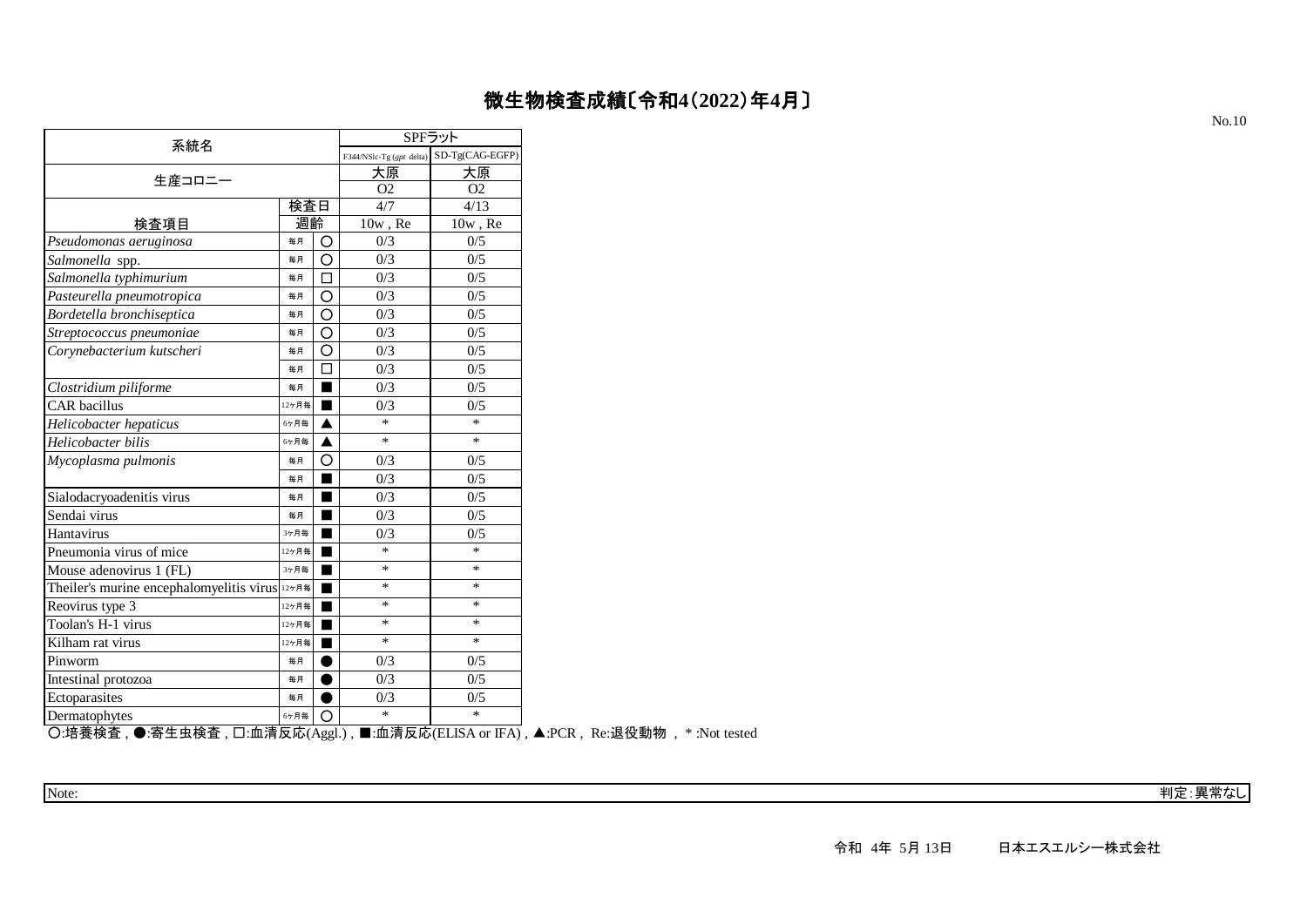# 微生物検査成績〔令和4(2022)年4月〕

No.10

| 系統名 | | | SPFラット | |
|---|---|---|---|---|
| | | | F344/NSlc-Tg (*gpt* delta) | SD-Tg(CAG-EGFP) |
| 生産コロニー | | | 大原 | 大原 |
| | | | O2 | O2 |
| | 検査日 | | 4/7 | 4/13 |
| 検査項目 | 週齢 | | 10w , Re | 10w , Re |
| *Pseudomonas aeruginosa* | 毎月 | ○ | 0/3 | 0/5 |
| *Salmonella* spp. | 毎月 | ○ | 0/3 | 0/5 |
| *Salmonella typhimurium* | 毎月 | □ | 0/3 | 0/5 |
| *Pasteurella pneumotropica* | 毎月 | ○ | 0/3 | 0/5 |
| *Bordetella bronchiseptica* | 毎月 | ○ | 0/3 | 0/5 |
| *Streptococcus pneumoniae* | 毎月 | ○ | 0/3 | 0/5 |
| *Corynebacterium kutscheri* | 毎月 | ○ | 0/3 | 0/5 |
| | 毎月 | □ | 0/3 | 0/5 |
| *Clostridium piliforme* | 毎月 | ■ | 0/3 | 0/5 |
| CAR bacillus | 12ヶ月毎 | ■ | 0/3 | 0/5 |
| *Helicobacter hepaticus* | 6ヶ月毎 | ▲ | * | * |
| *Helicobacter bilis* | 6ヶ月毎 | ▲ | * | * |
| *Mycoplasma pulmonis* | 毎月 | ○ | 0/3 | 0/5 |
| | 毎月 | ■ | 0/3 | 0/5 |
| Sialodacryoadenitis virus | 毎月 | ■ | 0/3 | 0/5 |
| Sendai virus | 毎月 | ■ | 0/3 | 0/5 |
| Hantavirus | 3ヶ月毎 | ■ | 0/3 | 0/5 |
| Pneumonia virus of mice | 12ヶ月毎 | ■ | * | * |
| Mouse adenovirus 1 (FL) | 3ヶ月毎 | ■ | * | * |
| Theiler's murine encephalomyelitis virus | 12ヶ月毎 | ■ | * | * |
| Reovirus type 3 | 12ヶ月毎 | ■ | * | * |
| Toolan's H-1 virus | 12ヶ月毎 | ■ | * | * |
| Kilham rat virus | 12ヶ月毎 | ■ | * | * |
| Pinworm | 毎月 | ● | 0/3 | 0/5 |
| Intestinal protozoa | 毎月 | ● | 0/3 | 0/5 |
| Ectoparasites | 毎月 | ● | 0/3 | 0/5 |
| Dermatophytes | 6ヶ月毎 | ○ | * | * |

○:培養検査 , ●:寄生虫検査 , □:血清反応(Aggl.) , ■:血清反応(ELISA or IFA) , ▲:PCR , Re:退役動物 , * :Not tested

Note:

判定:異常なし

令和 4年 5月 13日　　日本エスエルシー株式会社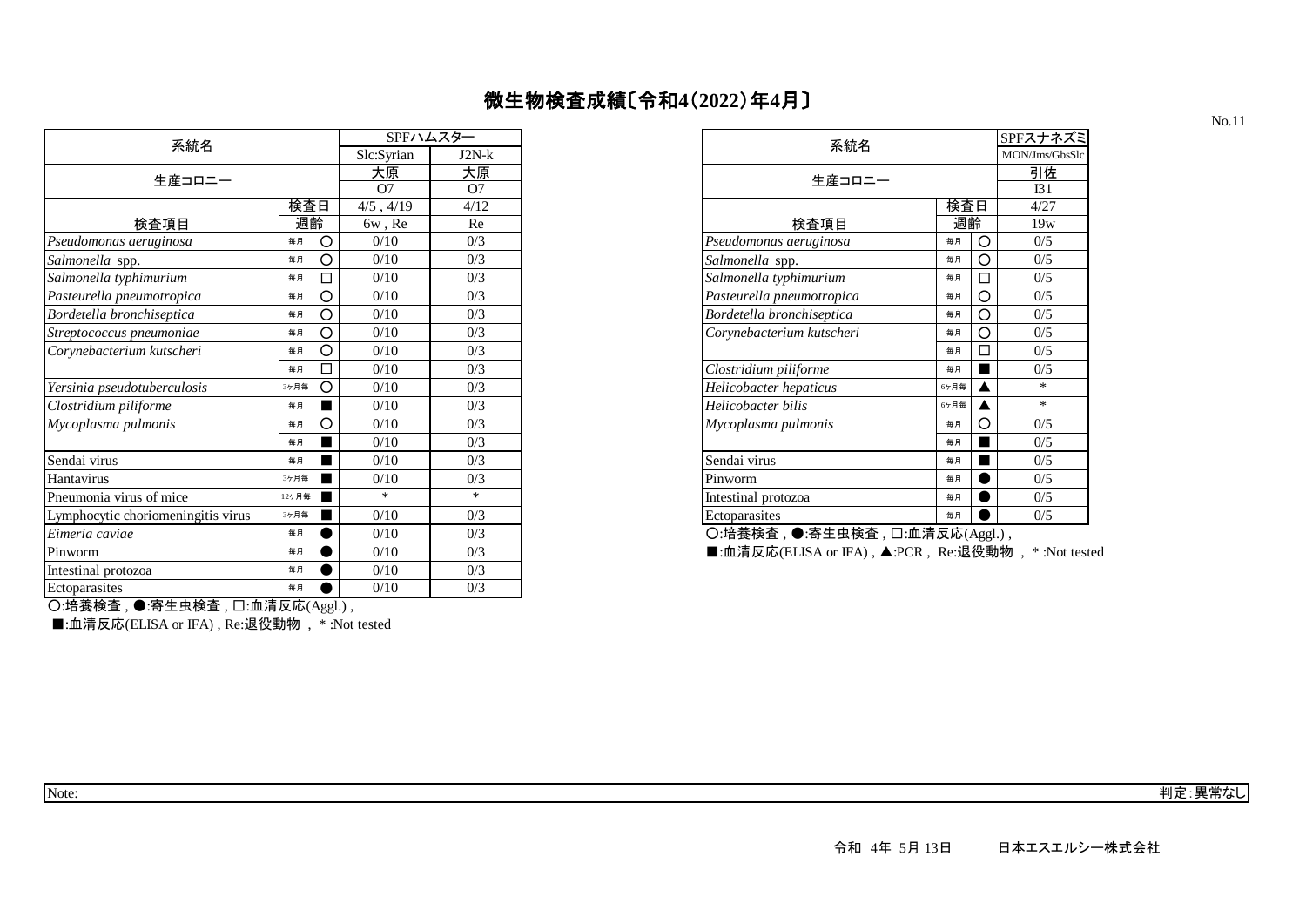# 微生物検査成績〔令和4(2022)年4月〕

| 系統名 | | | SPFハムスター | |
|---|---|---|---|---|
| | | | Slc:Syrian | J2N-k |
| 生産コロニー | | | 大原 | 大原 |
| | | | O7 | O7 |
| | 検査日 | | 4/5 , 4/19 | 4/12 |
| 検査項目 | 週齢 | | 6w , Re | Re |
| *Pseudomonas aeruginosa* | 毎月 | ○ | 0/10 | 0/3 |
| *Salmonella* spp. | 毎月 | ○ | 0/10 | 0/3 |
| *Salmonella typhimurium* | 毎月 | □ | 0/10 | 0/3 |
| *Pasteurella pneumotropica* | 毎月 | ○ | 0/10 | 0/3 |
| *Bordetella bronchiseptica* | 毎月 | ○ | 0/10 | 0/3 |
| *Streptococcus pneumoniae* | 毎月 | ○ | 0/10 | 0/3 |
| *Corynebacterium kutscheri* | 毎月 | ○ | 0/10 | 0/3 |
| | 毎月 | □ | 0/10 | 0/3 |
| *Yersinia pseudotuberculosis* | 3ヶ月毎 | ○ | 0/10 | 0/3 |
| *Clostridium piliforme* | 毎月 | ■ | 0/10 | 0/3 |
| *Mycoplasma pulmonis* | 毎月 | ○ | 0/10 | 0/3 |
| | 毎月 | ■ | 0/10 | 0/3 |
| Sendai virus | 毎月 | ■ | 0/10 | 0/3 |
| Hantavirus | 3ヶ月毎 | ■ | 0/10 | 0/3 |
| Pneumonia virus of mice | 12ヶ月毎 | ■ | * | * |
| Lymphocytic choriomeningitis virus | 3ヶ月毎 | ■ | 0/10 | 0/3 |
| *Eimeria caviae* | 毎月 | ● | 0/10 | 0/3 |
| Pinworm | 毎月 | ● | 0/10 | 0/3 |
| Intestinal protozoa | 毎月 | ● | 0/10 | 0/3 |
| Ectoparasites | 毎月 | ● | 0/10 | 0/3 |

○:培養検査 , ●:寄生虫検査 , □:血清反応(Aggl.) ,
■:血清反応(ELISA or IFA) , Re:退役動物 , * :Not tested

| 系統名 | | | SPFスナネズミ |
|---|---|---|---|
| | | | MON/Jms/GbsSlc |
| 生産コロニー | | | 引佐 |
| | | | I31 |
| | 検査日 | | 4/27 |
| 検査項目 | 週齢 | | 19w |
| *Pseudomonas aeruginosa* | 毎月 | ○ | 0/5 |
| *Salmonella* spp. | 毎月 | ○ | 0/5 |
| *Salmonella typhimurium* | 毎月 | □ | 0/5 |
| *Pasteurella pneumotropica* | 毎月 | ○ | 0/5 |
| *Bordetella bronchiseptica* | 毎月 | ○ | 0/5 |
| *Corynebacterium kutscheri* | 毎月 | ○ | 0/5 |
| | 毎月 | □ | 0/5 |
| *Clostridium piliforme* | 毎月 | ■ | 0/5 |
| *Helicobacter hepaticus* | 6ヶ月毎 | ▲ | * |
| *Helicobacter bilis* | 6ヶ月毎 | ▲ | * |
| *Mycoplasma pulmonis* | 毎月 | ○ | 0/5 |
| | 毎月 | ■ | 0/5 |
| Sendai virus | 毎月 | ■ | 0/5 |
| Pinworm | 毎月 | ● | 0/5 |
| Intestinal protozoa | 毎月 | ● | 0/5 |
| Ectoparasites | 毎月 | ● | 0/5 |

○:培養検査 , ●:寄生虫検査 , □:血清反応(Aggl.) ,
■:血清反応(ELISA or IFA) , ▲:PCR , Re:退役動物 , * :Not tested

Note: 判定:異常なし

令和 4年 5月 13日 日本エスエルシー株式会社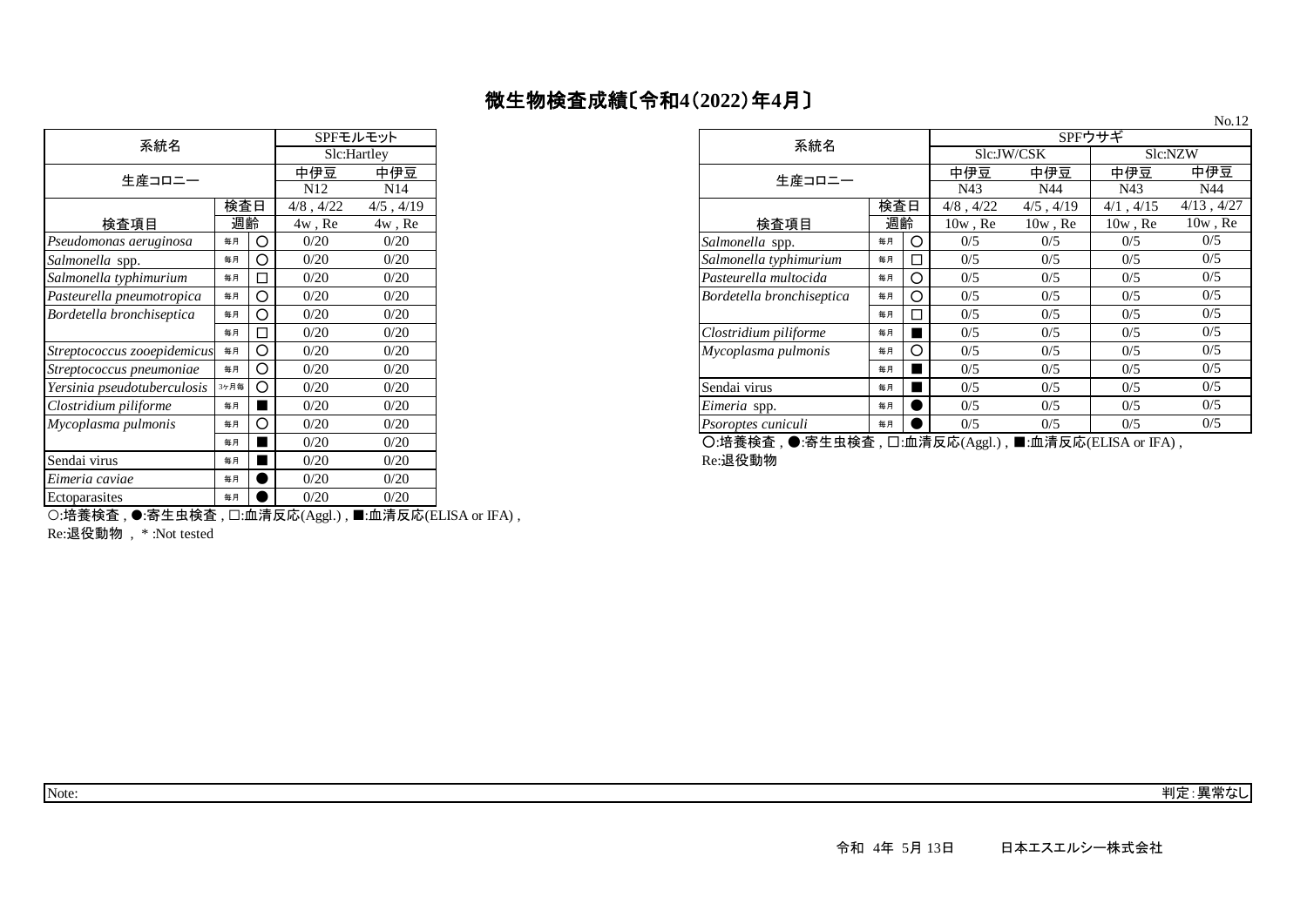# 微生物検査成績〔令和4(2022)年4月〕

No.12

| 系統名 | | | SPFモルモット | |
|---|---|---|---|---|
| | | | Slc:Hartley | |
| 生産コロニー | | | 中伊豆 | 中伊豆 |
| | | | N12 | N14 |
| | 検査日 | | 4/8 , 4/22 | 4/5 , 4/19 |
| 検査項目 | 週齢 | | 4w , Re | 4w , Re |
| *Pseudomonas aeruginosa* | 毎月 | ○ | 0/20 | 0/20 |
| *Salmonella* spp. | 毎月 | ○ | 0/20 | 0/20 |
| *Salmonella typhimurium* | 毎月 | □ | 0/20 | 0/20 |
| *Pasteurella pneumotropica* | 毎月 | ○ | 0/20 | 0/20 |
| *Bordetella bronchiseptica* | 毎月 | ○ | 0/20 | 0/20 |
| | 毎月 | □ | 0/20 | 0/20 |
| *Streptococcus zooepidemicus* | 毎月 | ○ | 0/20 | 0/20 |
| *Streptococcus pneumoniae* | 毎月 | ○ | 0/20 | 0/20 |
| *Yersinia pseudotuberculosis* | 3ヶ月毎 | ○ | 0/20 | 0/20 |
| *Clostridium piliforme* | 毎月 | ■ | 0/20 | 0/20 |
| *Mycoplasma pulmonis* | 毎月 | ○ | 0/20 | 0/20 |
| | 毎月 | ■ | 0/20 | 0/20 |
| Sendai virus | 毎月 | ■ | 0/20 | 0/20 |
| *Eimeria caviae* | 毎月 | ● | 0/20 | 0/20 |
| Ectoparasites | 毎月 | ● | 0/20 | 0/20 |

○:培養検査 , ●:寄生虫検査 , □:血清反応(Aggl.) , ■:血清反応(ELISA or IFA) ,
Re:退役動物 , * :Not tested

| 系統名 | | | SPFウサギ | | | |
|---|---|---|---|---|---|---|
| | | | Slc:JW/CSK | | Slc:NZW | |
| 生産コロニー | | | 中伊豆 | 中伊豆 | 中伊豆 | 中伊豆 |
| | | | N43 | N44 | N43 | N44 |
| | 検査日 | | 4/8 , 4/22 | 4/5 , 4/19 | 4/1 , 4/15 | 4/13 , 4/27 |
| 検査項目 | 週齢 | | 10w , Re | 10w , Re | 10w , Re | 10w , Re |
| *Salmonella* spp. | 毎月 | ○ | 0/5 | 0/5 | 0/5 | 0/5 |
| *Salmonella typhimurium* | 毎月 | □ | 0/5 | 0/5 | 0/5 | 0/5 |
| *Pasteurella multocida* | 毎月 | ○ | 0/5 | 0/5 | 0/5 | 0/5 |
| *Bordetella bronchiseptica* | 毎月 | ○ | 0/5 | 0/5 | 0/5 | 0/5 |
| | 毎月 | □ | 0/5 | 0/5 | 0/5 | 0/5 |
| *Clostridium piliforme* | 毎月 | ■ | 0/5 | 0/5 | 0/5 | 0/5 |
| *Mycoplasma pulmonis* | 毎月 | ○ | 0/5 | 0/5 | 0/5 | 0/5 |
| | 毎月 | ■ | 0/5 | 0/5 | 0/5 | 0/5 |
| Sendai virus | 毎月 | ■ | 0/5 | 0/5 | 0/5 | 0/5 |
| *Eimeria* spp. | 毎月 | ● | 0/5 | 0/5 | 0/5 | 0/5 |
| *Psoroptes cuniculi* | 毎月 | ● | 0/5 | 0/5 | 0/5 | 0/5 |

○:培養検査 , ●:寄生虫検査 , □:血清反応(Aggl.) , ■:血清反応(ELISA or IFA) ,
Re:退役動物

Note:

判定:異常なし

令和 4年 5月 13日　　日本エスエルシー株式会社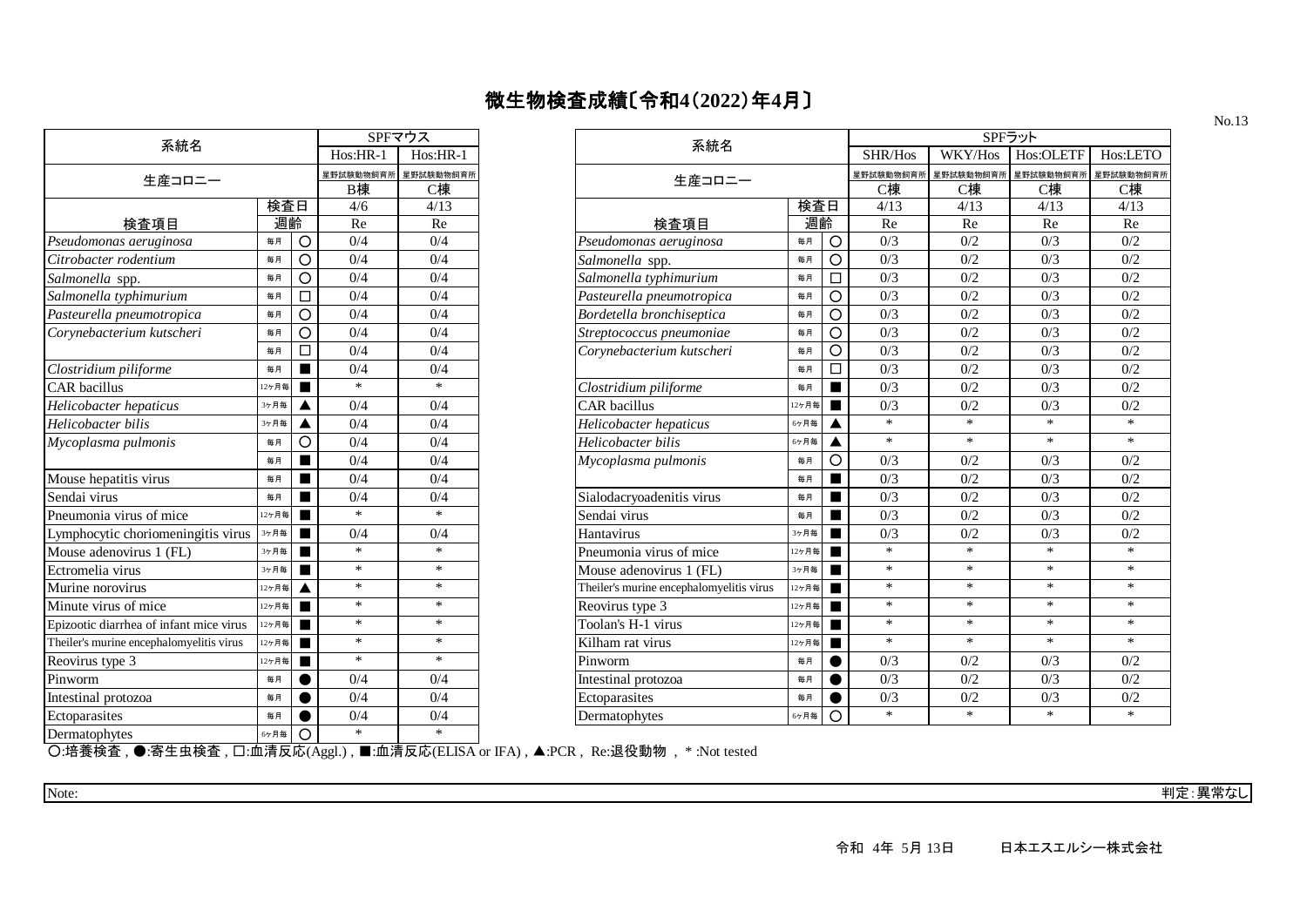# 微生物検査成績〔令和4(2022)年4月〕

No.13

| 系統名 | | | SPFマウス | |
|---|---|---|---|---|
| | | | Hos:HR-1 | Hos:HR-1 |
| 生産コロニー | | | 星野試験動物飼育所 B棟 | 星野試験動物飼育所 C棟 |
| | 検査日 | | 4/6 | 4/13 |
| 検査項目 | 週齢 | | Re | Re |
| *Pseudomonas aeruginosa* | 毎月 | ○ | 0/4 | 0/4 |
| *Citrobacter rodentium* | 毎月 | ○ | 0/4 | 0/4 |
| *Salmonella* spp. | 毎月 | ○ | 0/4 | 0/4 |
| *Salmonella typhimurium* | 毎月 | □ | 0/4 | 0/4 |
| *Pasteurella pneumotropica* | 毎月 | ○ | 0/4 | 0/4 |
| *Corynebacterium kutscheri* | 毎月 | ○ | 0/4 | 0/4 |
| | 毎月 | □ | 0/4 | 0/4 |
| *Clostridium piliforme* | 毎月 | ■ | 0/4 | 0/4 |
| CAR bacillus | 12ヶ月毎 | ■ | * | * |
| *Helicobacter hepaticus* | 3ヶ月毎 | ▲ | 0/4 | 0/4 |
| *Helicobacter bilis* | 3ヶ月毎 | ▲ | 0/4 | 0/4 |
| *Mycoplasma pulmonis* | 毎月 | ○ | 0/4 | 0/4 |
| | 毎月 | ■ | 0/4 | 0/4 |
| Mouse hepatitis virus | 毎月 | ■ | 0/4 | 0/4 |
| Sendai virus | 毎月 | ■ | 0/4 | 0/4 |
| Pneumonia virus of mice | 12ヶ月毎 | ■ | * | * |
| Lymphocytic choriomeningitis virus | 3ヶ月毎 | ■ | 0/4 | 0/4 |
| Mouse adenovirus 1 (FL) | 3ヶ月毎 | ■ | * | * |
| Ectromelia virus | 3ヶ月毎 | ■ | * | * |
| Murine norovirus | 12ヶ月毎 | ▲ | * | * |
| Minute virus of mice | 12ヶ月毎 | ■ | * | * |
| Epizootic diarrhea of infant mice virus | 12ヶ月毎 | ■ | * | * |
| Theiler's murine encephalomyelitis virus | 12ヶ月毎 | ■ | * | * |
| Reovirus type 3 | 12ヶ月毎 | ■ | * | * |
| Pinworm | 毎月 | ● | 0/4 | 0/4 |
| Intestinal protozoa | 毎月 | ● | 0/4 | 0/4 |
| Ectoparasites | 毎月 | ● | 0/4 | 0/4 |
| Dermatophytes | 6ヶ月毎 | ○ | * | * |

| 系統名 | | | SPFラット | | | |
|---|---|---|---|---|---|---|
| | | | SHR/Hos | WKY/Hos | Hos:OLETF | Hos:LETO |
| 生産コロニー | | | 星野試験動物飼育所 C棟 | 星野試験動物飼育所 C棟 | 星野試験動物飼育所 C棟 | 星野試験動物飼育所 C棟 |
| | 検査日 | | 4/13 | 4/13 | 4/13 | 4/13 |
| 検査項目 | 週齢 | | Re | Re | Re | Re |
| *Pseudomonas aeruginosa* | 毎月 | ○ | 0/3 | 0/2 | 0/3 | 0/2 |
| *Salmonella* spp. | 毎月 | ○ | 0/3 | 0/2 | 0/3 | 0/2 |
| *Salmonella typhimurium* | 毎月 | □ | 0/3 | 0/2 | 0/3 | 0/2 |
| *Pasteurella pneumotropica* | 毎月 | ○ | 0/3 | 0/2 | 0/3 | 0/2 |
| *Bordetella bronchiseptica* | 毎月 | ○ | 0/3 | 0/2 | 0/3 | 0/2 |
| *Streptococcus pneumoniae* | 毎月 | ○ | 0/3 | 0/2 | 0/3 | 0/2 |
| *Corynebacterium kutscheri* | 毎月 | ○ | 0/3 | 0/2 | 0/3 | 0/2 |
| | 毎月 | □ | 0/3 | 0/2 | 0/3 | 0/2 |
| *Clostridium piliforme* | 毎月 | ■ | 0/3 | 0/2 | 0/3 | 0/2 |
| CAR bacillus | 12ヶ月毎 | ■ | 0/3 | 0/2 | 0/3 | 0/2 |
| *Helicobacter hepaticus* | 6ヶ月毎 | ▲ | * | * | * | * |
| *Helicobacter bilis* | 6ヶ月毎 | ▲ | * | * | * | * |
| *Mycoplasma pulmonis* | 毎月 | ○ | 0/3 | 0/2 | 0/3 | 0/2 |
| | 毎月 | ■ | 0/3 | 0/2 | 0/3 | 0/2 |
| Sialodacryoadenitis virus | 毎月 | ■ | 0/3 | 0/2 | 0/3 | 0/2 |
| Sendai virus | 毎月 | ■ | 0/3 | 0/2 | 0/3 | 0/2 |
| Hantavirus | 3ヶ月毎 | ■ | 0/3 | 0/2 | 0/3 | 0/2 |
| Pneumonia virus of mice | 12ヶ月毎 | ■ | * | * | * | * |
| Mouse adenovirus 1 (FL) | 3ヶ月毎 | ■ | * | * | * | * |
| Theiler's murine encephalomyelitis virus | 12ヶ月毎 | ■ | * | * | * | * |
| Reovirus type 3 | 12ヶ月毎 | ■ | * | * | * | * |
| Toolan's H-1 virus | 12ヶ月毎 | ■ | * | * | * | * |
| Kilham rat virus | 12ヶ月毎 | ■ | * | * | * | * |
| Pinworm | 毎月 | ● | 0/3 | 0/2 | 0/3 | 0/2 |
| Intestinal protozoa | 毎月 | ● | 0/3 | 0/2 | 0/3 | 0/2 |
| Ectoparasites | 毎月 | ● | 0/3 | 0/2 | 0/3 | 0/2 |
| Dermatophytes | 6ヶ月毎 | ○ | * | * | * | * |

○:培養検査 , ●:寄生虫検査 , □:血清反応(Aggl.) , ■:血清反応(ELISA or IFA) , ▲:PCR , Re:退役動物 , *:Not tested

Note:

判定:異常なし

令和 4年 5月 13日　　日本エスエルシー株式会社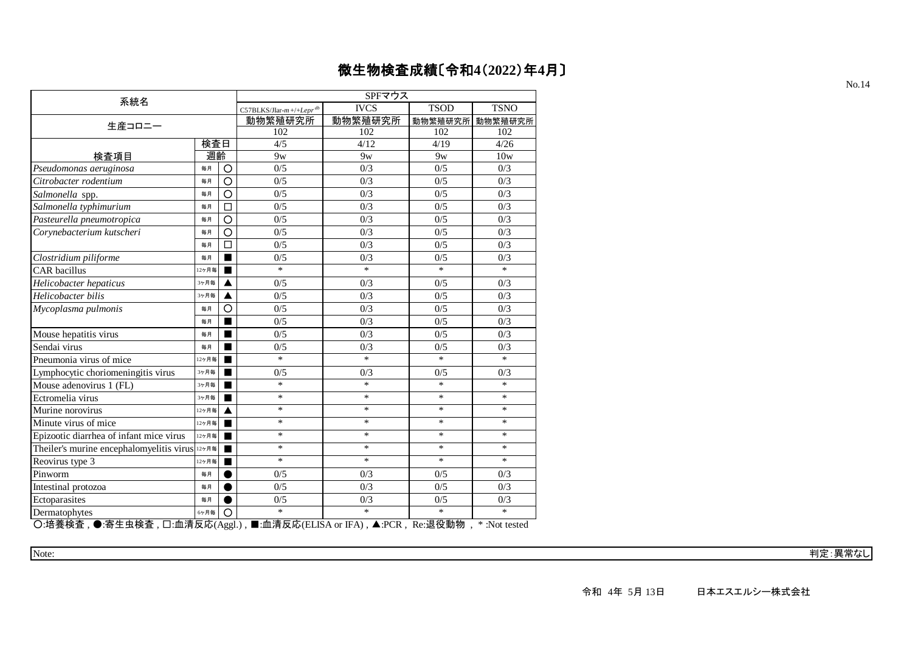# 微生物検査成績〔令和4(2022)年4月〕

No.14

| 系統名 | | | SPFマウス | | | |
|---|---|---|---|---|---|---|
| | | | C57BLKS/Jlar-*m* +/+*Lepr* [db] | IVCS | TSOD | TSNO |
| 生産コロニー | | | 動物繁殖研究所 | 動物繁殖研究所 | 動物繁殖研究所 | 動物繁殖研究所 |
| | | | 102 | 102 | 102 | 102 |
| 検査項目 | 検査日 | | 4/5 | 4/12 | 4/19 | 4/26 |
| | 週齢 | | 9w | 9w | 9w | 10w |
| *Pseudomonas aeruginosa* | 毎月 | ○ | 0/5 | 0/3 | 0/5 | 0/3 |
| *Citrobacter rodentium* | 毎月 | ○ | 0/5 | 0/3 | 0/5 | 0/3 |
| *Salmonella* spp. | 毎月 | ○ | 0/5 | 0/3 | 0/5 | 0/3 |
| *Salmonella typhimurium* | 毎月 | □ | 0/5 | 0/3 | 0/5 | 0/3 |
| *Pasteurella pneumotropica* | 毎月 | ○ | 0/5 | 0/3 | 0/5 | 0/3 |
| *Corynebacterium kutscheri* | 毎月 | ○ | 0/5 | 0/3 | 0/5 | 0/3 |
| | 毎月 | □ | 0/5 | 0/3 | 0/5 | 0/3 |
| *Clostridium piliforme* | 毎月 | ■ | 0/5 | 0/3 | 0/5 | 0/3 |
| CAR bacillus | 12ヶ月毎 | ■ | * | * | * | * |
| *Helicobacter hepaticus* | 3ヶ月毎 | ▲ | 0/5 | 0/3 | 0/5 | 0/3 |
| *Helicobacter bilis* | 3ヶ月毎 | ▲ | 0/5 | 0/3 | 0/5 | 0/3 |
| *Mycoplasma pulmonis* | 毎月 | ○ | 0/5 | 0/3 | 0/5 | 0/3 |
| | 毎月 | ■ | 0/5 | 0/3 | 0/5 | 0/3 |
| Mouse hepatitis virus | 毎月 | ■ | 0/5 | 0/3 | 0/5 | 0/3 |
| Sendai virus | 毎月 | ■ | 0/5 | 0/3 | 0/5 | 0/3 |
| Pneumonia virus of mice | 12ヶ月毎 | ■ | * | * | * | * |
| Lymphocytic choriomeningitis virus | 3ヶ月毎 | ■ | 0/5 | 0/3 | 0/5 | 0/3 |
| Mouse adenovirus 1 (FL) | 3ヶ月毎 | ■ | * | * | * | * |
| Ectromelia virus | 3ヶ月毎 | ■ | * | * | * | * |
| Murine norovirus | 12ヶ月毎 | ▲ | * | * | * | * |
| Minute virus of mice | 12ヶ月毎 | ■ | * | * | * | * |
| Epizootic diarrhea of infant mice virus | 12ヶ月毎 | ■ | * | * | * | * |
| Theiler's murine encephalomyelitis virus | 12ヶ月毎 | ■ | * | * | * | * |
| Reovirus type 3 | 12ヶ月毎 | ■ | * | * | * | * |
| Pinworm | 毎月 | ● | 0/5 | 0/3 | 0/5 | 0/3 |
| Intestinal protozoa | 毎月 | ● | 0/5 | 0/3 | 0/5 | 0/3 |
| Ectoparasites | 毎月 | ● | 0/5 | 0/3 | 0/5 | 0/3 |
| Dermatophytes | 6ヶ月毎 | ○ | * | * | * | * |

○:培養検査 , ●:寄生虫検査 , □:血清反応(Aggl.) , ■:血清反応(ELISA or IFA) , ▲:PCR , Re:退役動物 , * :Not tested

Note:

判定:異常なし

令和 4年 5月 13日　　日本エスエルシー株式会社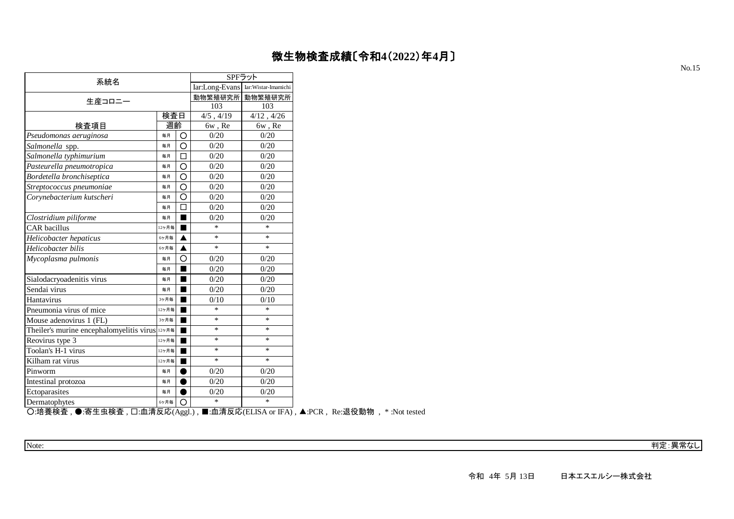# 微生物検査成績〔令和4(2022)年4月〕

No.15

| 系統名 | | | SPFラット | |
|---|---|---|---|---|
| | | | Iar:Long-Evans | Iar:Wistar-Imamichi |
| 生産コロニー | | | 動物繁殖研究所 | 動物繁殖研究所 |
| | | | 103 | 103 |
| | 検査日 | | 4/5 , 4/19 | 4/12 , 4/26 |
| 検査項目 | 週齢 | | 6w , Re | 6w , Re |
| *Pseudomonas aeruginosa* | 毎月 | ○ | 0/20 | 0/20 |
| *Salmonella* spp. | 毎月 | ○ | 0/20 | 0/20 |
| *Salmonella typhimurium* | 毎月 | □ | 0/20 | 0/20 |
| *Pasteurella pneumotropica* | 毎月 | ○ | 0/20 | 0/20 |
| *Bordetella bronchiseptica* | 毎月 | ○ | 0/20 | 0/20 |
| *Streptococcus pneumoniae* | 毎月 | ○ | 0/20 | 0/20 |
| *Corynebacterium kutscheri* | 毎月 | ○ | 0/20 | 0/20 |
| | 毎月 | □ | 0/20 | 0/20 |
| *Clostridium piliforme* | 毎月 | ■ | 0/20 | 0/20 |
| CAR bacillus | 12ヶ月毎 | ■ | * | * |
| *Helicobacter hepaticus* | 6ヶ月毎 | ▲ | * | * |
| *Helicobacter bilis* | 6ヶ月毎 | ▲ | * | * |
| *Mycoplasma pulmonis* | 毎月 | ○ | 0/20 | 0/20 |
| | 毎月 | ■ | 0/20 | 0/20 |
| Sialodacryoadenitis virus | 毎月 | ■ | 0/20 | 0/20 |
| Sendai virus | 毎月 | ■ | 0/20 | 0/20 |
| Hantavirus | 3ヶ月毎 | ■ | 0/10 | 0/10 |
| Pneumonia virus of mice | 12ヶ月毎 | ■ | * | * |
| Mouse adenovirus 1 (FL) | 3ヶ月毎 | ■ | * | * |
| Theiler's murine encephalomyelitis virus | 12ヶ月毎 | ■ | * | * |
| Reovirus type 3 | 12ヶ月毎 | ■ | * | * |
| Toolan's H-1 virus | 12ヶ月毎 | ■ | * | * |
| Kilham rat virus | 12ヶ月毎 | ■ | * | * |
| Pinworm | 毎月 | ● | 0/20 | 0/20 |
| Intestinal protozoa | 毎月 | ● | 0/20 | 0/20 |
| Ectoparasites | 毎月 | ● | 0/20 | 0/20 |
| Dermatophytes | 6ヶ月毎 | ○ | * | * |

○:培養検査 , ●:寄生虫検査 , □:血清反応(Aggl.) , ■:血清反応(ELISA or IFA) , ▲:PCR , Re:退役動物 , * :Not tested

Note:

判定:異常なし

令和 4年 5月 13日　　日本エスエルシー株式会社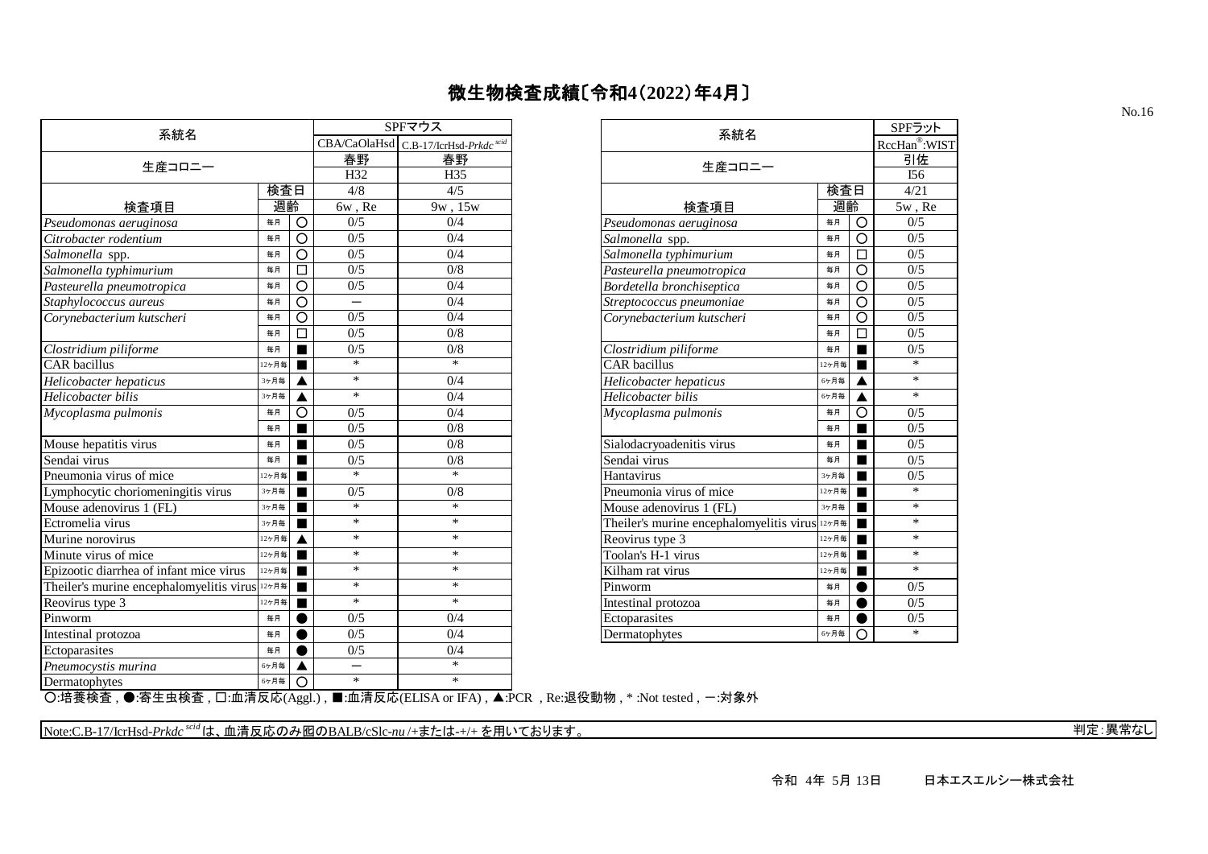# 微生物検査成績〔令和4(2022)年4月〕

No.16

| 系統名 | | | SPFマウス | |
|---|---|---|---|---|
| | | | CBA/CaOlaHsd | C.B-17/IcrHsd-*Prkdc* $^{scid}$ |
| 生産コロニー | | | 春野 | 春野 |
| | | | H32 | H35 |
| | 検査日 | | 4/8 | 4/5 |
| 検査項目 | 週齢 | | 6w , Re | 9w , 15w |
| *Pseudomonas aeruginosa* | 毎月 | ○ | 0/5 | 0/4 |
| *Citrobacter rodentium* | 毎月 | ○ | 0/5 | 0/4 |
| *Salmonella* spp. | 毎月 | ○ | 0/5 | 0/4 |
| *Salmonella typhimurium* | 毎月 | □ | 0/5 | 0/8 |
| *Pasteurella pneumotropica* | 毎月 | ○ | 0/5 | 0/4 |
| *Staphylococcus aureus* | 毎月 | ○ | ー | 0/4 |
| *Corynebacterium kutscheri* | 毎月 | ○ | 0/5 | 0/4 |
| | 毎月 | □ | 0/5 | 0/8 |
| *Clostridium piliforme* | 毎月 | ■ | 0/5 | 0/8 |
| CAR bacillus | 12ヶ月毎 | ■ | * | * |
| *Helicobacter hepaticus* | 3ヶ月毎 | ▲ | * | 0/4 |
| *Helicobacter bilis* | 3ヶ月毎 | ▲ | * | 0/4 |
| *Mycoplasma pulmonis* | 毎月 | ○ | 0/5 | 0/4 |
| | 毎月 | ■ | 0/5 | 0/8 |
| Mouse hepatitis virus | 毎月 | ■ | 0/5 | 0/8 |
| Sendai virus | 毎月 | ■ | 0/5 | 0/8 |
| Pneumonia virus of mice | 12ヶ月毎 | ■ | * | * |
| Lymphocytic choriomeningitis virus | 3ヶ月毎 | ■ | 0/5 | 0/8 |
| Mouse adenovirus 1 (FL) | 3ヶ月毎 | ■ | * | * |
| Ectromelia virus | 3ヶ月毎 | ■ | * | * |
| Murine norovirus | 12ヶ月毎 | ▲ | * | * |
| Minute virus of mice | 12ヶ月毎 | ■ | * | * |
| Epizootic diarrhea of infant mice virus | 12ヶ月毎 | ■ | * | * |
| Theiler's murine encephalomyelitis virus | 12ヶ月毎 | ■ | * | * |
| Reovirus type 3 | 12ヶ月毎 | ■ | * | * |
| Pinworm | 毎月 | ● | 0/5 | 0/4 |
| Intestinal protozoa | 毎月 | ● | 0/5 | 0/4 |
| Ectoparasites | 毎月 | ● | 0/5 | 0/4 |
| *Pneumocystis murina* | 6ヶ月毎 | ▲ | ー | * |
| Dermatophytes | 6ヶ月毎 | ○ | * | * |

| 系統名 | | | SPFラット |
|---|---|---|---|
| | | | RccHan®:WIST |
| 生産コロニー | | | 引佐 |
| | | | I56 |
| | 検査日 | | 4/21 |
| 検査項目 | 週齢 | | 5w , Re |
| *Pseudomonas aeruginosa* | 毎月 | ○ | 0/5 |
| *Salmonella* spp. | 毎月 | ○ | 0/5 |
| *Salmonella typhimurium* | 毎月 | □ | 0/5 |
| *Pasteurella pneumotropica* | 毎月 | ○ | 0/5 |
| *Bordetella bronchiseptica* | 毎月 | ○ | 0/5 |
| *Streptococcus pneumoniae* | 毎月 | ○ | 0/5 |
| *Corynebacterium kutscheri* | 毎月 | ○ | 0/5 |
| | 毎月 | □ | 0/5 |
| *Clostridium piliforme* | 毎月 | ■ | 0/5 |
| CAR bacillus | 12ヶ月毎 | ■ | * |
| *Helicobacter hepaticus* | 6ヶ月毎 | ▲ | * |
| *Helicobacter bilis* | 6ヶ月毎 | ▲ | * |
| *Mycoplasma pulmonis* | 毎月 | ○ | 0/5 |
| | 毎月 | ■ | 0/5 |
| Sialodacryoadenitis virus | 毎月 | ■ | 0/5 |
| Sendai virus | 毎月 | ■ | 0/5 |
| Hantavirus | 3ヶ月毎 | ■ | 0/5 |
| Pneumonia virus of mice | 12ヶ月毎 | ■ | * |
| Mouse adenovirus 1 (FL) | 3ヶ月毎 | ■ | * |
| Theiler's murine encephalomyelitis virus | 12ヶ月毎 | ■ | * |
| Reovirus type 3 | 12ヶ月毎 | ■ | * |
| Toolan's H-1 virus | 12ヶ月毎 | ■ | * |
| Kilham rat virus | 12ヶ月毎 | ■ | * |
| Pinworm | 毎月 | ● | 0/5 |
| Intestinal protozoa | 毎月 | ● | 0/5 |
| Ectoparasites | 毎月 | ● | 0/5 |
| Dermatophytes | 6ヶ月毎 | ○ | * |

○:培養検査 , ●:寄生虫検査 , □:血清反応(Aggl.) , ■:血清反応(ELISA or IFA) , ▲:PCR , Re:退役動物 , * :Not tested , ー:対象外

Note:C.B-17/IcrHsd-*Prkdc* $^{scid}$ は、血清反応のみ囮のBALB/cSlc-*nu* /+または-+/+ を用いております。

判定：異常なし

令和 4年 5月 13日　　日本エスエルシー株式会社